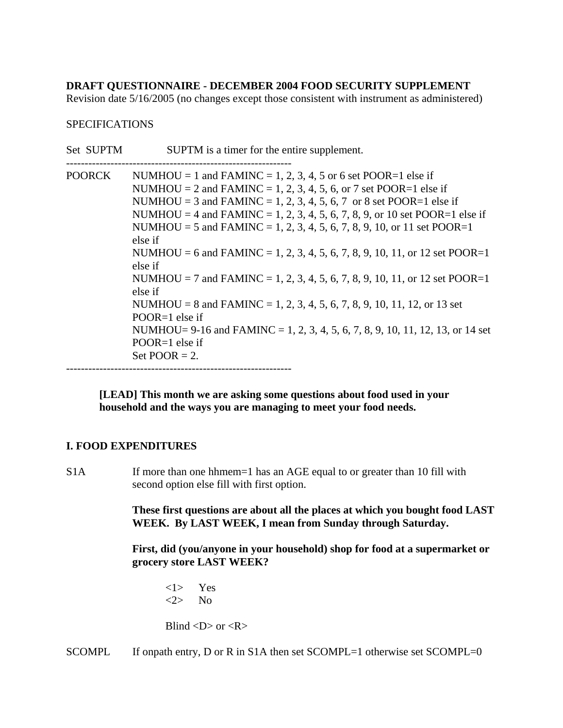**DRAFT QUESTIONNAIRE - DECEMBER 2004 FOOD SECURITY SUPPLEMENT**
Revision date 5/16/2005 (no changes except those consistent with instrument as administered)

SPECIFICATIONS

Set SUPTM SUPTM is a timer for the entire supplement.

---

POORCK NUMHOU = 1 and FAMINC = 1, 2, 3, 4, 5 or 6 set POOR=1 else if
NUMHOU = 2 and FAMINC = 1, 2, 3, 4, 5, 6, or 7 set POOR=1 else if
NUMHOU = 3 and FAMINC = 1, 2, 3, 4, 5, 6, 7 or 8 set POOR=1 else if
NUMHOU = 4 and FAMINC = 1, 2, 3, 4, 5, 6, 7, 8, 9, or 10 set POOR=1 else if
NUMHOU = 5 and FAMINC = 1, 2, 3, 4, 5, 6, 7, 8, 9, 10, or 11 set POOR=1 else if
NUMHOU = 6 and FAMINC = 1, 2, 3, 4, 5, 6, 7, 8, 9, 10, 11, or 12 set POOR=1 else if
NUMHOU = 7 and FAMINC = 1, 2, 3, 4, 5, 6, 7, 8, 9, 10, 11, or 12 set POOR=1 else if
NUMHOU = 8 and FAMINC = 1, 2, 3, 4, 5, 6, 7, 8, 9, 10, 11, 12, or 13 set POOR=1 else if
NUMHOU= 9-16 and FAMINC = 1, 2, 3, 4, 5, 6, 7, 8, 9, 10, 11, 12, 13, or 14 set POOR=1 else if
Set POOR = 2.

---

**[LEAD] This month we are asking some questions about food used in your household and the ways you are managing to meet your food needs.**

**I. FOOD EXPENDITURES**

S1A If more than one hhmem=1 has an AGE equal to or greater than 10 fill with second option else fill with first option.

**These first questions are about all the places at which you bought food LAST WEEK. By LAST WEEK, I mean from Sunday through Saturday.**

**First, did (you/anyone in your household) shop for food at a supermarket or grocery store LAST WEEK?**

<1> Yes
<2> No

Blind <D> or <R>

SCOMPL If onpath entry, D or R in S1A then set SCOMPL=1 otherwise set SCOMPL=0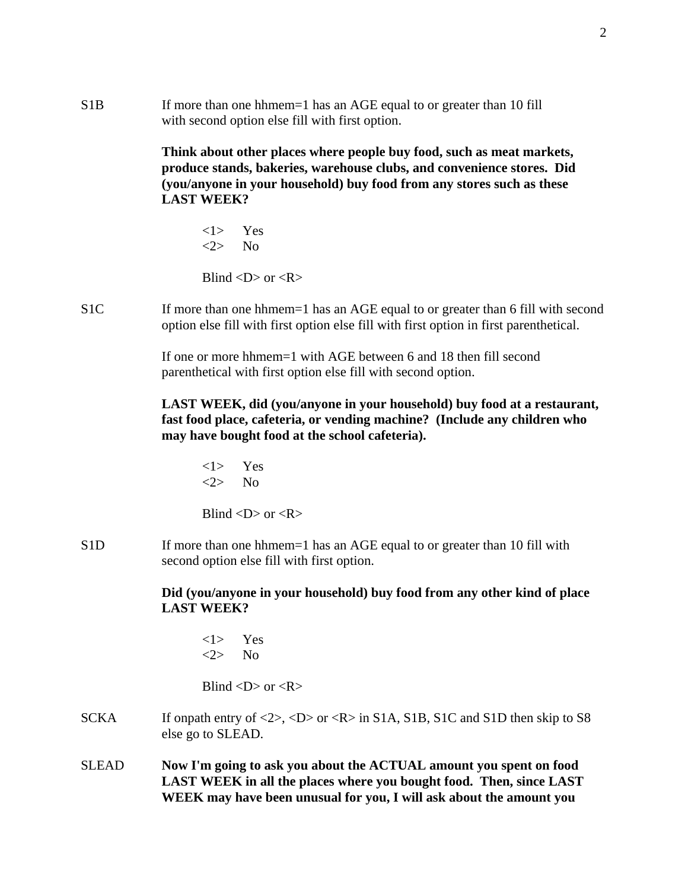S1B If more than one hhmem=1 has an AGE equal to or greater than 10 fill with second option else fill with first option.

**Think about other places where people buy food, such as meat markets, produce stands, bakeries, warehouse clubs, and convenience stores. Did (you/anyone in your household) buy food from any stores such as these LAST WEEK?**

<1> Yes
<2> No

Blind <D> or <R>

S1C If more than one hhmem=1 has an AGE equal to or greater than 6 fill with second option else fill with first option else fill with first option in first parenthetical.

If one or more hhmem=1 with AGE between 6 and 18 then fill second parenthetical with first option else fill with second option.

**LAST WEEK, did (you/anyone in your household) buy food at a restaurant, fast food place, cafeteria, or vending machine? (Include any children who may have bought food at the school cafeteria).**

<1> Yes
<2> No

Blind <D> or <R>

S1D If more than one hhmem=1 has an AGE equal to or greater than 10 fill with second option else fill with first option.

**Did (you/anyone in your household) buy food from any other kind of place LAST WEEK?**

<1> Yes
<2> No

Blind <D> or <R>

SCKA If onpath entry of <2>, <D> or <R> in S1A, S1B, S1C and S1D then skip to S8 else go to SLEAD.

SLEAD **Now I'm going to ask you about the ACTUAL amount you spent on food LAST WEEK in all the places where you bought food. Then, since LAST WEEK may have been unusual for you, I will ask about the amount you**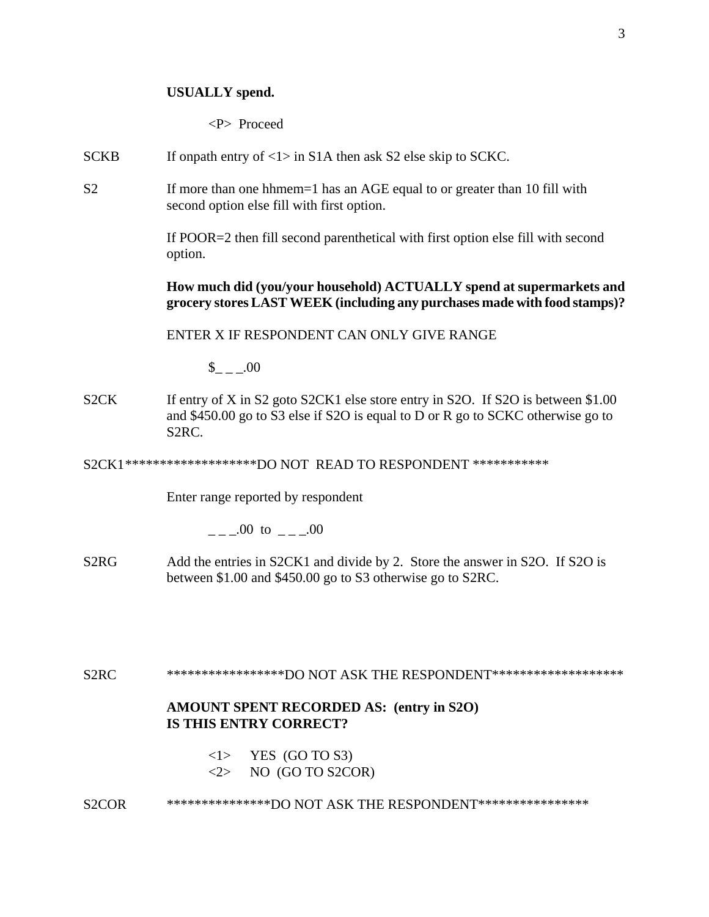**USUALLY spend.**

<P> Proceed

SCKB If onpath entry of <1> in S1A then ask S2 else skip to SCKC.

S2 If more than one hhmem=1 has an AGE equal to or greater than 10 fill with second option else fill with first option.

If POOR=2 then fill second parenthetical with first option else fill with second option.

**How much did (you/your household) ACTUALLY spend at supermarkets and grocery stores LAST WEEK (including any purchases made with food stamps)?**

ENTER X IF RESPONDENT CAN ONLY GIVE RANGE

$_ _ _.00

S2CK If entry of X in S2 goto S2CK1 else store entry in S2O. If S2O is between $1.00 and $450.00 go to S3 else if S2O is equal to D or R go to SCKC otherwise go to S2RC.

S2CK1*******************DO NOT READ TO RESPONDENT ***********

Enter range reported by respondent

_ _ _.00 to _ _ _.00

S2RG Add the entries in S2CK1 and divide by 2. Store the answer in S2O. If S2O is between $1.00 and $450.00 go to S3 otherwise go to S2RC.

S2RC *****************DO NOT ASK THE RESPONDENT*******************

**AMOUNT SPENT RECORDED AS: (entry in S2O)**
**IS THIS ENTRY CORRECT?**

<1> YES (GO TO S3)
<2> NO (GO TO S2COR)

S2COR ***************DO NOT ASK THE RESPONDENT****************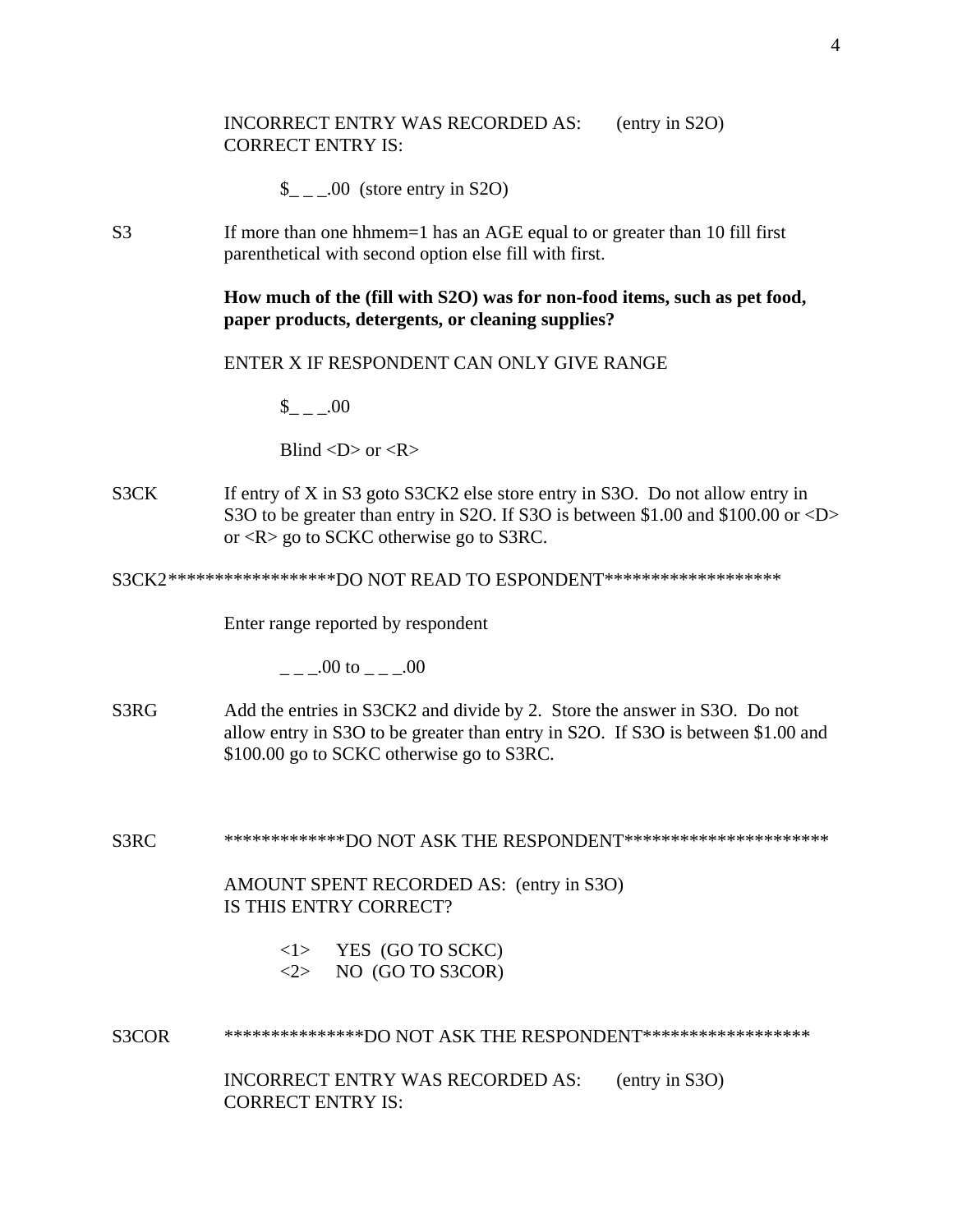INCORRECT ENTRY WAS RECORDED AS: (entry in S2O)
CORRECT ENTRY IS:

$_ _ _.00 (store entry in S2O)

S3 If more than one hhmem=1 has an AGE equal to or greater than 10 fill first parenthetical with second option else fill with first.

**How much of the (fill with S2O) was for non-food items, such as pet food, paper products, detergents, or cleaning supplies?**

ENTER X IF RESPONDENT CAN ONLY GIVE RANGE

$_ _ _.00

Blind <D> or <R>

S3CK If entry of X in S3 goto S3CK2 else store entry in S3O. Do not allow entry in S3O to be greater than entry in S2O. If S3O is between $1.00 and $100.00 or <D> or <R> go to SCKC otherwise go to S3RC.

S3CK2******************DO NOT READ TO ESPONDENT*******************

Enter range reported by respondent

_ _ _.00 to _ _ _.00

S3RG Add the entries in S3CK2 and divide by 2. Store the answer in S3O. Do not allow entry in S3O to be greater than entry in S2O. If S3O is between $1.00 and $100.00 go to SCKC otherwise go to S3RC.

S3RC *************DO NOT ASK THE RESPONDENT**********************

AMOUNT SPENT RECORDED AS: (entry in S3O)
IS THIS ENTRY CORRECT?

<1> YES (GO TO SCKC)
<2> NO (GO TO S3COR)

S3COR ***************DO NOT ASK THE RESPONDENT******************

INCORRECT ENTRY WAS RECORDED AS: (entry in S3O)
CORRECT ENTRY IS: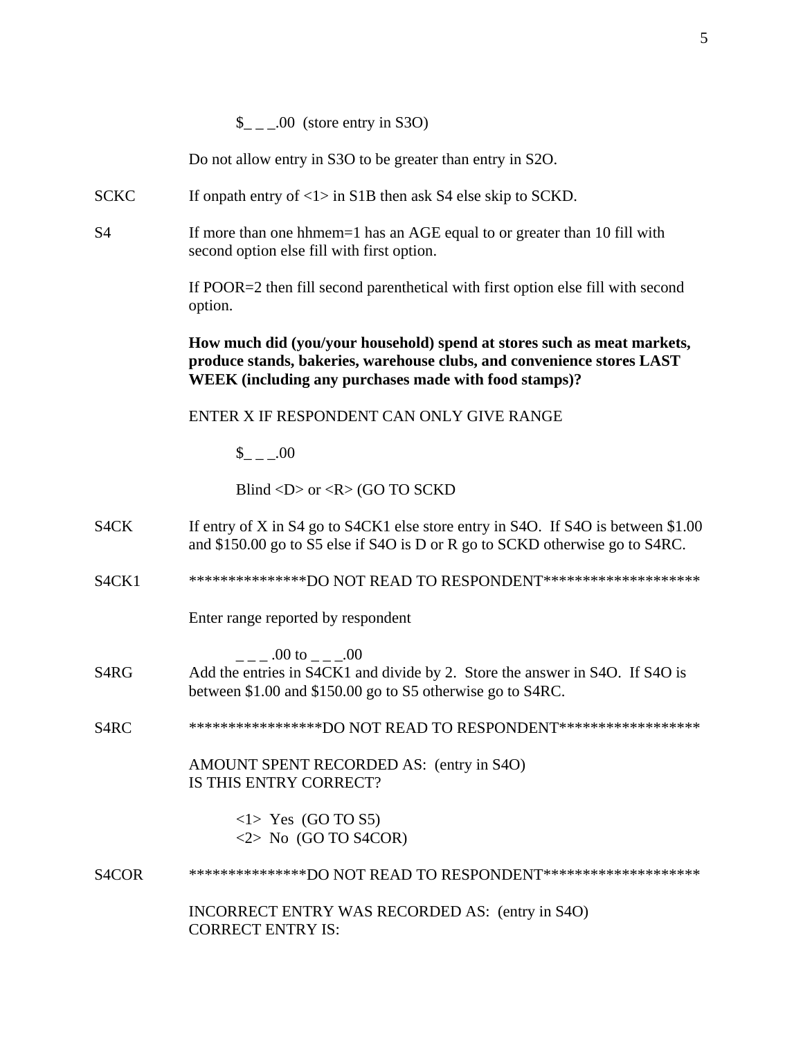$_ _ _.00  (store entry in S3O)

Do not allow entry in S3O to be greater than entry in S2O.

SCKC  If onpath entry of <1> in S1B then ask S4 else skip to SCKD.

S4  If more than one hhmem=1 has an AGE equal to or greater than 10 fill with second option else fill with first option.

If POOR=2 then fill second parenthetical with first option else fill with second option.

**How much did (you/your household) spend at stores such as meat markets, produce stands, bakeries, warehouse clubs, and convenience stores LAST WEEK (including any purchases made with food stamps)?**

ENTER X IF RESPONDENT CAN ONLY GIVE RANGE

$_ _ _.00

Blind <D> or <R> (GO TO SCKD

S4CK  If entry of X in S4 go to S4CK1 else store entry in S4O.  If S4O is between $1.00 and $150.00 go to S5 else if S4O is D or R go to SCKD otherwise go to S4RC.

S4CK1  ***************DO NOT READ TO RESPONDENT********************

Enter range reported by respondent

_ _ _ .00 to _ _ _.00

S4RG  Add the entries in S4CK1 and divide by 2.  Store the answer in S4O.  If S4O is between $1.00 and $150.00 go to S5 otherwise go to S4RC.

S4RC  *****************DO NOT READ TO RESPONDENT******************

AMOUNT SPENT RECORDED AS:  (entry in S4O)
IS THIS ENTRY CORRECT?

<1>  Yes  (GO TO S5)
<2>  No  (GO TO S4COR)

S4COR  ***************DO NOT READ TO RESPONDENT********************

INCORRECT ENTRY WAS RECORDED AS:  (entry in S4O)
CORRECT ENTRY IS: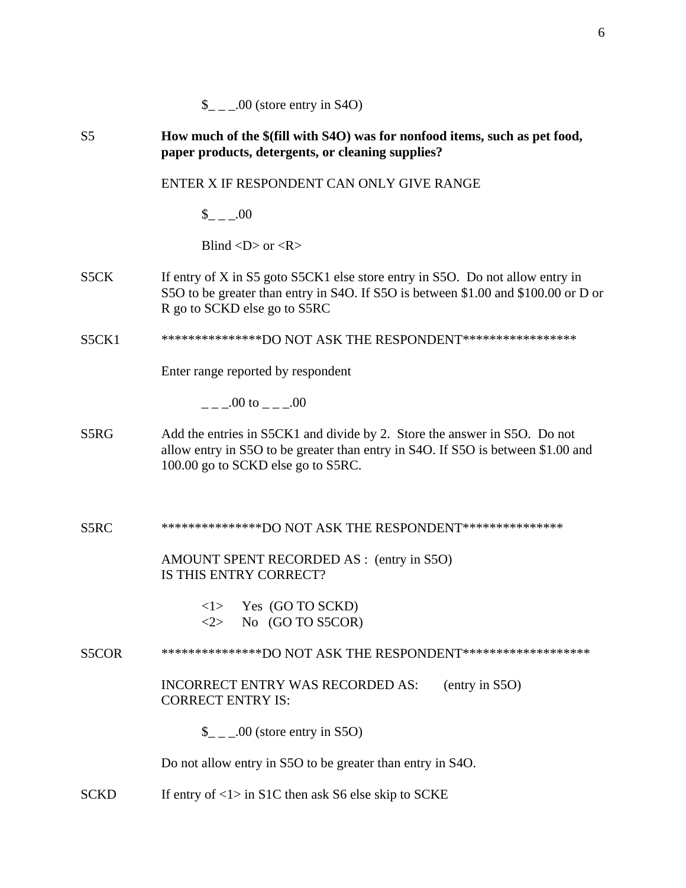$_ _ _.00 (store entry in S4O)

S5 **How much of the $(fill with S4O) was for nonfood items, such as pet food, paper products, detergents, or cleaning supplies?**

ENTER X IF RESPONDENT CAN ONLY GIVE RANGE

$_ _ _.00

Blind <D> or <R>

S5CK If entry of X in S5 goto S5CK1 else store entry in S5O. Do not allow entry in S5O to be greater than entry in S4O. If S5O is between $1.00 and $100.00 or D or R go to SCKD else go to S5RC

S5CK1 ***************DO NOT ASK THE RESPONDENT*****************

Enter range reported by respondent

_ _ _.00 to _ _ _.00

S5RG Add the entries in S5CK1 and divide by 2. Store the answer in S5O. Do not allow entry in S5O to be greater than entry in S4O. If S5O is between $1.00 and 100.00 go to SCKD else go to S5RC.

S5RC ***************DO NOT ASK THE RESPONDENT***************

AMOUNT SPENT RECORDED AS : (entry in S5O)
IS THIS ENTRY CORRECT?

<1> Yes (GO TO SCKD)
<2> No (GO TO S5COR)

S5COR ***************DO NOT ASK THE RESPONDENT*******************

INCORRECT ENTRY WAS RECORDED AS: (entry in S5O)
CORRECT ENTRY IS:

$_ _ _.00 (store entry in S5O)

Do not allow entry in S5O to be greater than entry in S4O.

SCKD If entry of <1> in S1C then ask S6 else skip to SCKE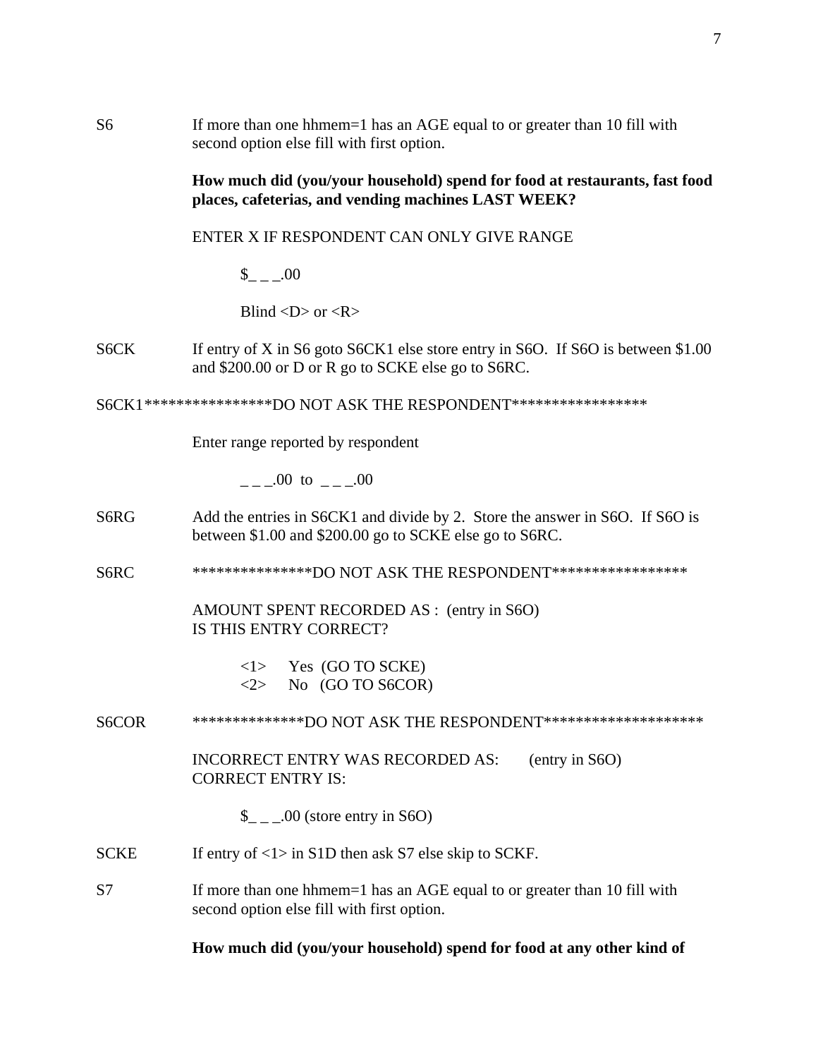S6 If more than one hhmem=1 has an AGE equal to or greater than 10 fill with second option else fill with first option.

**How much did (you/your household) spend for food at restaurants, fast food places, cafeterias, and vending machines LAST WEEK?**

ENTER X IF RESPONDENT CAN ONLY GIVE RANGE

$_ _ _.00

Blind <D> or <R>

S6CK If entry of X in S6 goto S6CK1 else store entry in S6O. If S6O is between $1.00 and $200.00 or D or R go to SCKE else go to S6RC.

S6CK1****************DO NOT ASK THE RESPONDENT*****************

Enter range reported by respondent

_ _ _.00 to _ _ _.00

S6RG Add the entries in S6CK1 and divide by 2. Store the answer in S6O. If S6O is between $1.00 and $200.00 go to SCKE else go to S6RC.

S6RC ***************DO NOT ASK THE RESPONDENT*****************

AMOUNT SPENT RECORDED AS : (entry in S6O)
IS THIS ENTRY CORRECT?

<1> Yes (GO TO SCKE)
<2> No (GO TO S6COR)

S6COR **************DO NOT ASK THE RESPONDENT********************

INCORRECT ENTRY WAS RECORDED AS: (entry in S6O)
CORRECT ENTRY IS:

$_ _ _.00 (store entry in S6O)

SCKE If entry of <1> in S1D then ask S7 else skip to SCKF.

S7 If more than one hhmem=1 has an AGE equal to or greater than 10 fill with second option else fill with first option.

**How much did (you/your household) spend for food at any other kind of**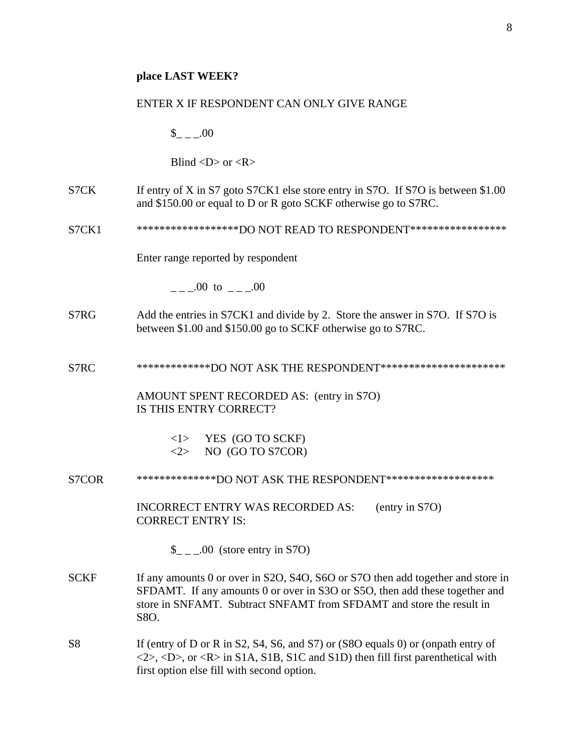**place LAST WEEK?**

ENTER X IF RESPONDENT CAN ONLY GIVE RANGE

$_ _ _.00

Blind <D> or <R>

S7CK If entry of X in S7 goto S7CK1 else store entry in S7O. If S7O is between $1.00 and $150.00 or equal to D or R goto SCKF otherwise go to S7RC.

S7CK1 *******************DO NOT READ TO RESPONDENT******************

Enter range reported by respondent

_ _ _.00 to _ _ _.00

S7RG Add the entries in S7CK1 and divide by 2. Store the answer in S7O. If S7O is between $1.00 and $150.00 go to SCKF otherwise go to S7RC.

S7RC *************DO NOT ASK THE RESPONDENT**********************

AMOUNT SPENT RECORDED AS: (entry in S7O)
IS THIS ENTRY CORRECT?

<1> YES (GO TO SCKF)
<2> NO (GO TO S7COR)

S7COR **************DO NOT ASK THE RESPONDENT*******************

INCORRECT ENTRY WAS RECORDED AS: (entry in S7O)
CORRECT ENTRY IS:

$_ _ _.00 (store entry in S7O)

SCKF If any amounts 0 or over in S2O, S4O, S6O or S7O then add together and store in SFDAMT. If any amounts 0 or over in S3O or S5O, then add these together and store in SNFAMT. Subtract SNFAMT from SFDAMT and store the result in S8O.

S8 If (entry of D or R in S2, S4, S6, and S7) or (S8O equals 0) or (onpath entry of <2>, <D>, or <R> in S1A, S1B, S1C and S1D) then fill first parenthetical with first option else fill with second option.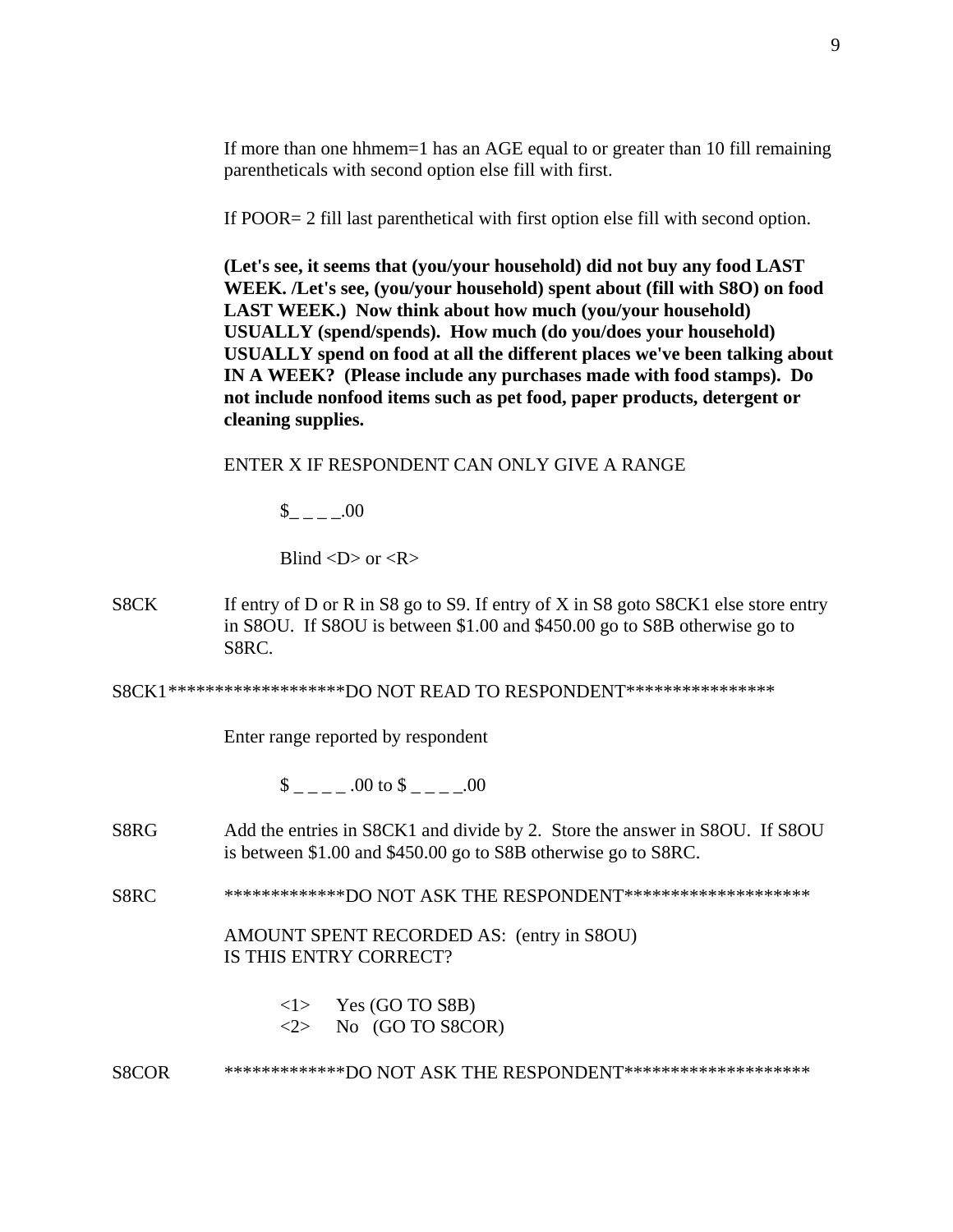If more than one hhmem=1 has an AGE equal to or greater than 10 fill remaining parentheticals with second option else fill with first.

If POOR= 2 fill last parenthetical with first option else fill with second option.

**(Let's see, it seems that (you/your household) did not buy any food LAST WEEK. /Let's see, (you/your household) spent about (fill with S8O) on food LAST WEEK.) Now think about how much (you/your household) USUALLY (spend/spends). How much (do you/does your household) USUALLY spend on food at all the different places we've been talking about IN A WEEK? (Please include any purchases made with food stamps). Do not include nonfood items such as pet food, paper products, detergent or cleaning supplies.**

ENTER X IF RESPONDENT CAN ONLY GIVE A RANGE

$_ _ _ _.00

Blind <D> or <R>

S8CK If entry of D or R in S8 go to S9. If entry of X in S8 goto S8CK1 else store entry in S8OU. If S8OU is between $1.00 and $450.00 go to S8B otherwise go to S8RC.

S8CK1*******************DO NOT READ TO RESPONDENT****************

Enter range reported by respondent

$ _ _ _ _ .00 to $ _ _ _ _.00

S8RG Add the entries in S8CK1 and divide by 2. Store the answer in S8OU. If S8OU is between $1.00 and $450.00 go to S8B otherwise go to S8RC.

S8RC *************DO NOT ASK THE RESPONDENT********************

AMOUNT SPENT RECORDED AS: (entry in S8OU)
IS THIS ENTRY CORRECT?

<1> Yes (GO TO S8B)
<2> No (GO TO S8COR)

S8COR *************DO NOT ASK THE RESPONDENT********************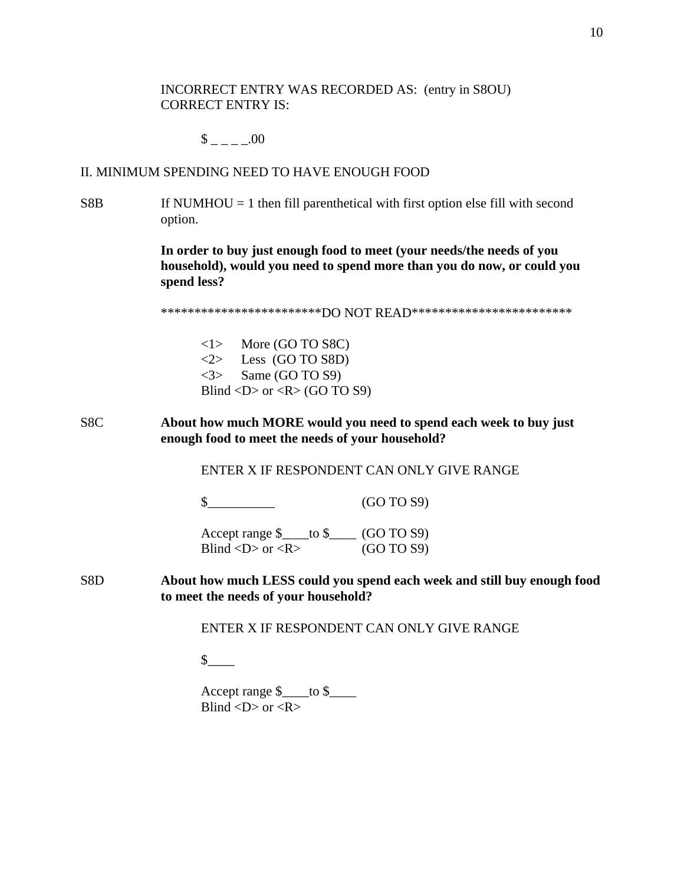INCORRECT ENTRY WAS RECORDED AS: (entry in S8OU)
CORRECT ENTRY IS:

$ _ _ _ _.00

## II. MINIMUM SPENDING NEED TO HAVE ENOUGH FOOD

S8B If NUMHOU = 1 then fill parenthetical with first option else fill with second option.

**In order to buy just enough food to meet (your needs/the needs of you household), would you need to spend more than you do now, or could you spend less?**

************************DO NOT READ************************

<1> More (GO TO S8C)
<2> Less (GO TO S8D)
<3> Same (GO TO S9)
Blind <D> or <R> (GO TO S9)

S8C **About how much MORE would you need to spend each week to buy just enough food to meet the needs of your household?**

ENTER X IF RESPONDENT CAN ONLY GIVE RANGE

$__________ (GO TO S9)

Accept range $____to $____ (GO TO S9)
Blind <D> or <R> (GO TO S9)

S8D **About how much LESS could you spend each week and still buy enough food to meet the needs of your household?**

ENTER X IF RESPONDENT CAN ONLY GIVE RANGE

$____

Accept range $____to $____
Blind <D> or <R>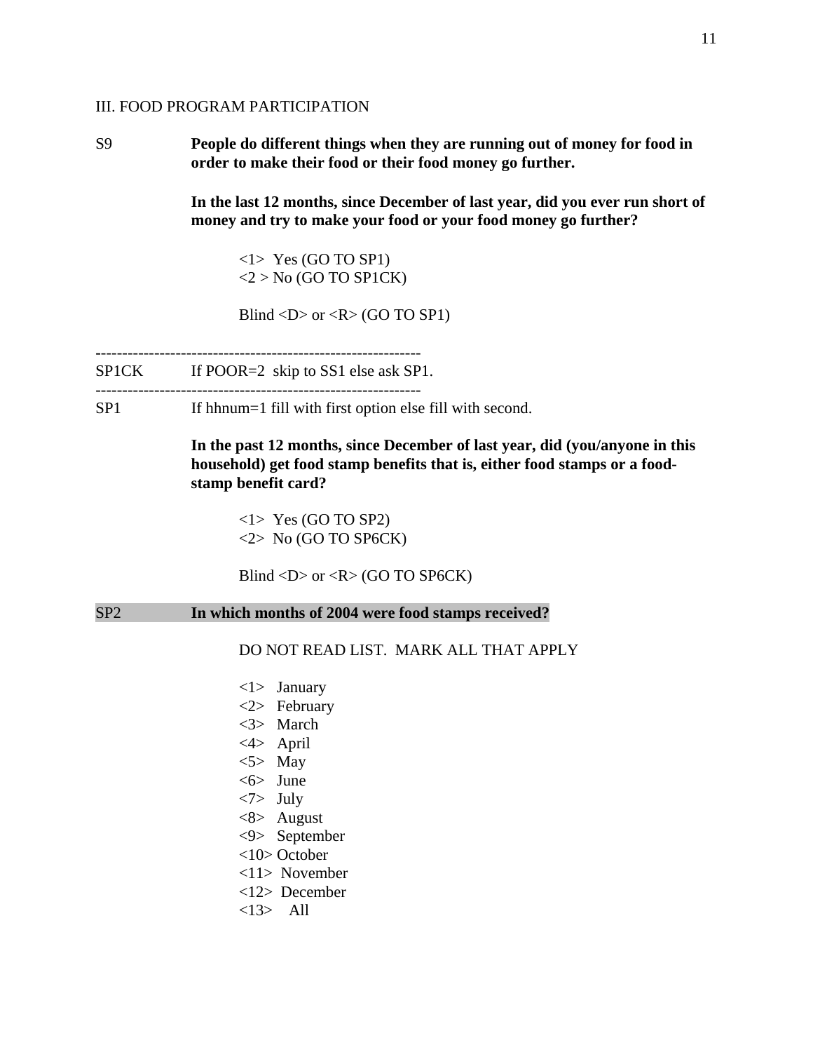III. FOOD PROGRAM PARTICIPATION

S9 **People do different things when they are running out of money for food in order to make their food or their food money go further.**

**In the last 12 months, since December of last year, did you ever run short of money and try to make your food or your food money go further?**

<1> Yes (GO TO SP1)
<2 > No (GO TO SP1CK)

Blind <D> or <R> (GO TO SP1)

------------------------------------------------------------

SP1CK If POOR=2 skip to SS1 else ask SP1.

------------------------------------------------------------

SP1 If hhnum=1 fill with first option else fill with second.

**In the past 12 months, since December of last year, did (you/anyone in this household) get food stamp benefits that is, either food stamps or a food-stamp benefit card?**

<1> Yes (GO TO SP2)
<2> No (GO TO SP6CK)

Blind <D> or <R> (GO TO SP6CK)

SP2 **In which months of 2004 were food stamps received?**

DO NOT READ LIST. MARK ALL THAT APPLY

<1> January
<2> February
<3> March
<4> April
<5> May
<6> June
<7> July
<8> August
<9> September
<10> October
<11> November
<12> December
<13> All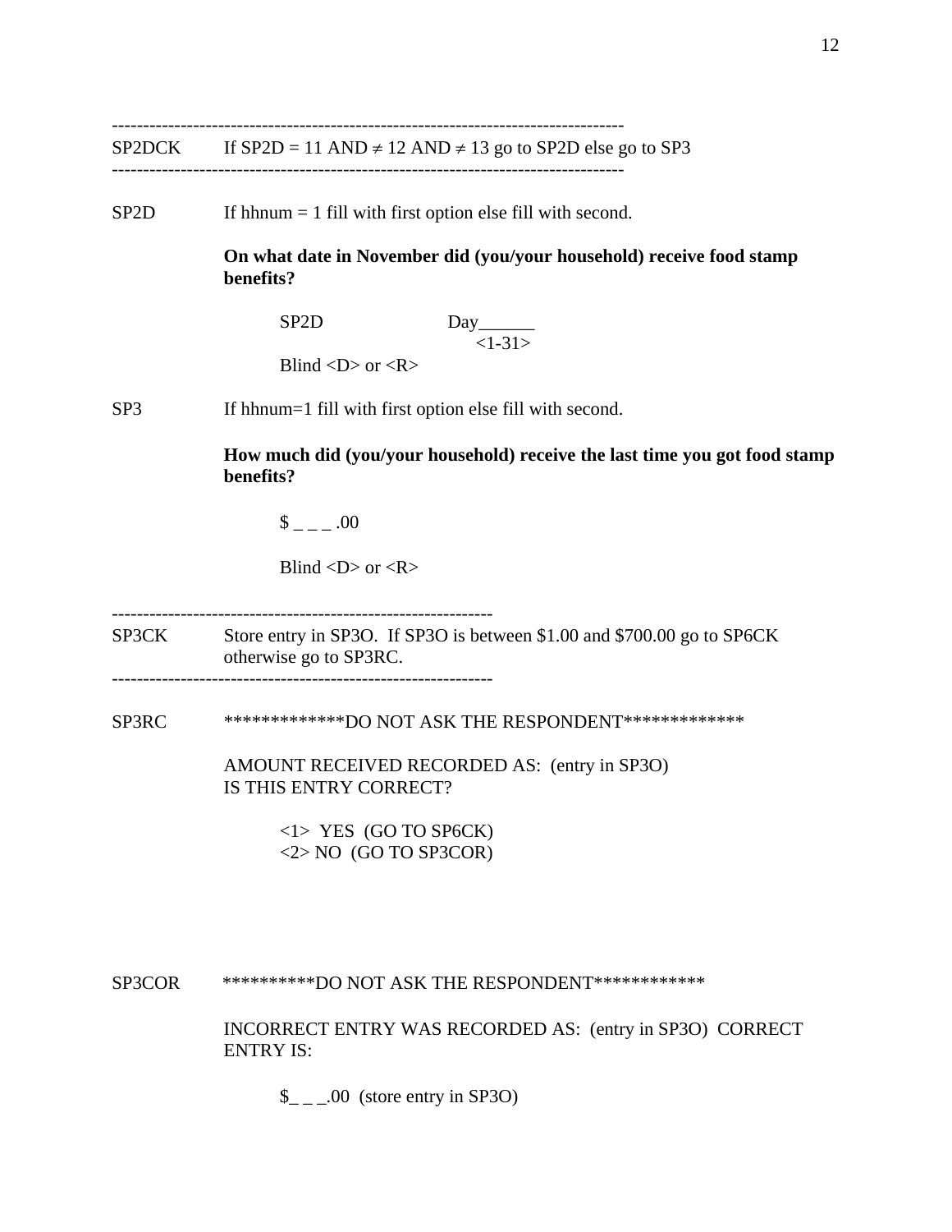--------------------------------------------------------------------------------

SP2DCK If SP2D = 11 AND ≠ 12 AND ≠ 13 go to SP2D else go to SP3

--------------------------------------------------------------------------------

SP2D If hhnum = 1 fill with first option else fill with second.

**On what date in November did (you/your household) receive food stamp benefits?**

SP2D Day______
<1-31>

Blind <D> or <R>

SP3 If hhnum=1 fill with first option else fill with second.

**How much did (you/your household) receive the last time you got food stamp benefits?**

$ _ _ _ .00

Blind <D> or <R>

--------------------------------------------------------------

SP3CK Store entry in SP3O. If SP3O is between $1.00 and $700.00 go to SP6CK otherwise go to SP3RC.

--------------------------------------------------------------

SP3RC *************DO NOT ASK THE RESPONDENT*************

AMOUNT RECEIVED RECORDED AS: (entry in SP3O)
IS THIS ENTRY CORRECT?

<1> YES (GO TO SP6CK)
<2> NO (GO TO SP3COR)

SP3COR **********DO NOT ASK THE RESPONDENT************

INCORRECT ENTRY WAS RECORDED AS: (entry in SP3O) CORRECT ENTRY IS:

$_ _ _.00 (store entry in SP3O)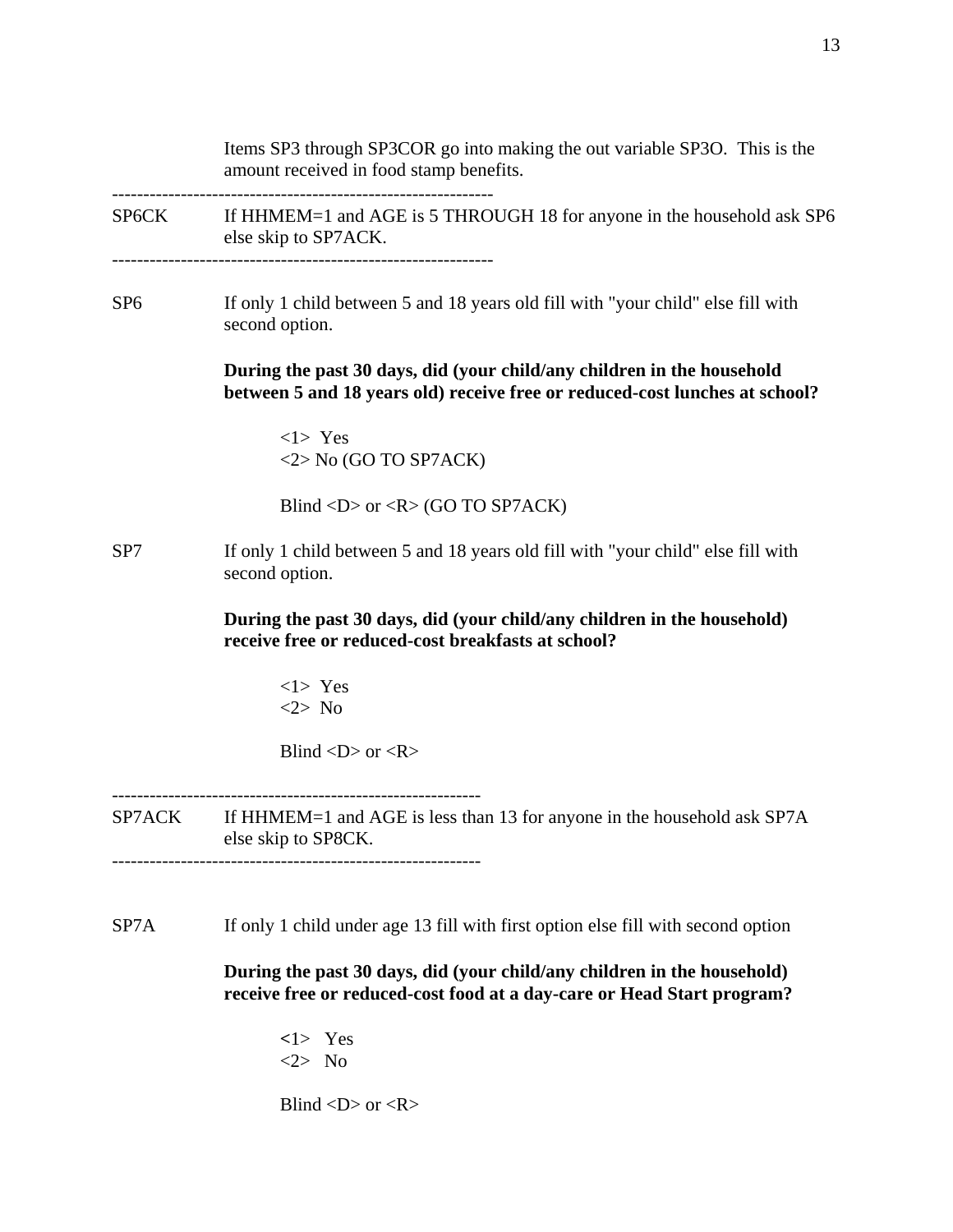Items SP3 through SP3COR go into making the out variable SP3O. This is the amount received in food stamp benefits.

---

SP6CK If HHMEM=1 and AGE is 5 THROUGH 18 for anyone in the household ask SP6 else skip to SP7ACK.

---

SP6 If only 1 child between 5 and 18 years old fill with "your child" else fill with second option.

**During the past 30 days, did (your child/any children in the household between 5 and 18 years old) receive free or reduced-cost lunches at school?**

<1> Yes
<2> No (GO TO SP7ACK)

Blind <D> or <R> (GO TO SP7ACK)

SP7 If only 1 child between 5 and 18 years old fill with "your child" else fill with second option.

**During the past 30 days, did (your child/any children in the household) receive free or reduced-cost breakfasts at school?**

<1> Yes
<2> No

Blind <D> or <R>

---

SP7ACK If HHMEM=1 and AGE is less than 13 for anyone in the household ask SP7A else skip to SP8CK.

---

SP7A If only 1 child under age 13 fill with first option else fill with second option

**During the past 30 days, did (your child/any children in the household) receive free or reduced-cost food at a day-care or Head Start program?**

<1> Yes
<2> No

Blind <D> or <R>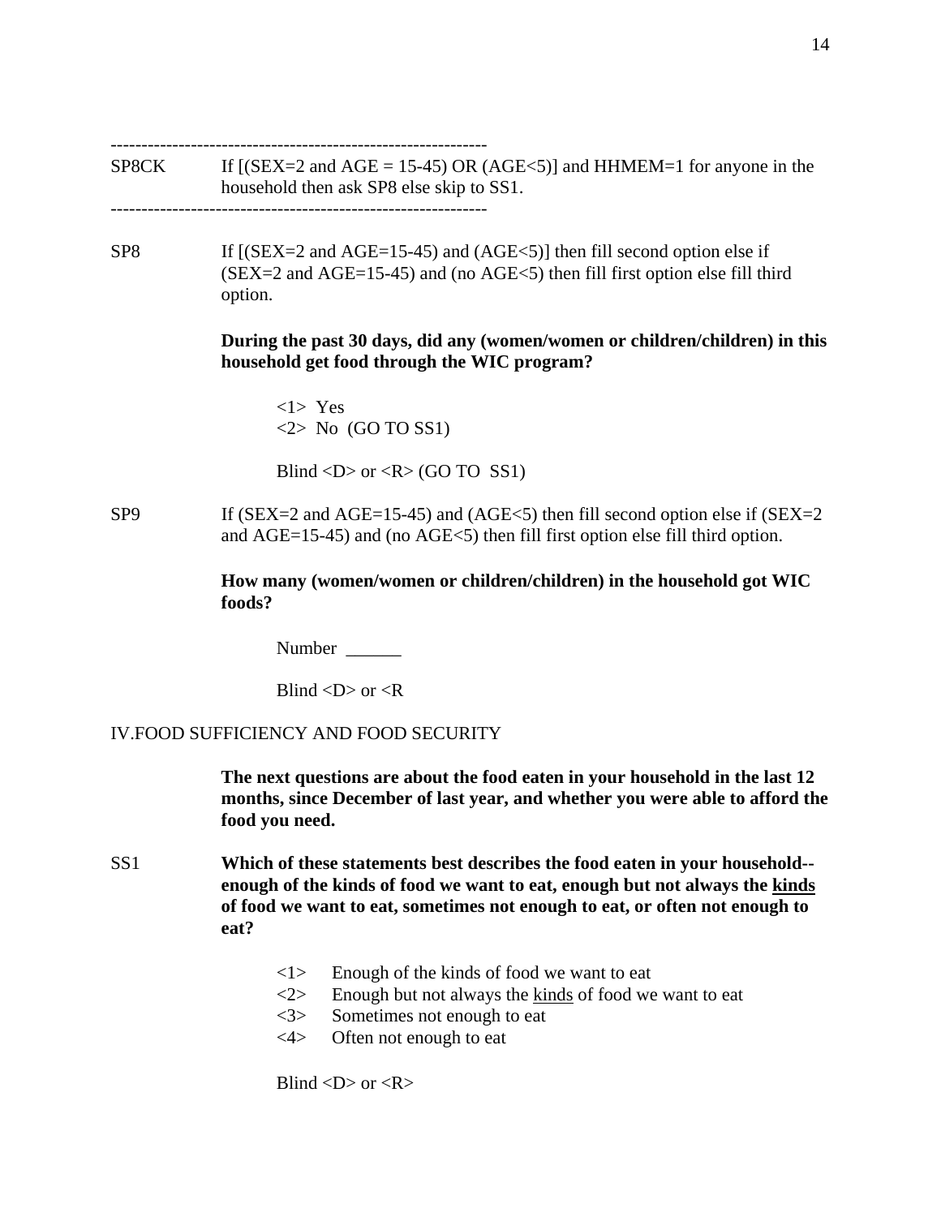---

SP8CK If [(SEX=2 and AGE = 15-45) OR (AGE<5)] and HHMEM=1 for anyone in the household then ask SP8 else skip to SS1.

---

SP8 If [(SEX=2 and AGE=15-45) and (AGE<5)] then fill second option else if (SEX=2 and AGE=15-45) and (no AGE<5) then fill first option else fill third option.

**During the past 30 days, did any (women/women or children/children) in this household get food through the WIC program?**

<1> Yes
<2> No (GO TO SS1)

Blind <D> or <R> (GO TO SS1)

SP9 If (SEX=2 and AGE=15-45) and (AGE<5) then fill second option else if (SEX=2 and AGE=15-45) and (no AGE<5) then fill first option else fill third option.

**How many (women/women or children/children) in the household got WIC foods?**

Number ______

Blind <D> or <R

IV.FOOD SUFFICIENCY AND FOOD SECURITY

**The next questions are about the food eaten in your household in the last 12 months, since December of last year, and whether you were able to afford the food you need.**

SS1 **Which of these statements best describes the food eaten in your household--enough of the kinds of food we want to eat, enough but not always the <u>kinds</u> of food we want to eat, sometimes not enough to eat, or often not enough to eat?**

<1> Enough of the kinds of food we want to eat
<2> Enough but not always the <u>kinds</u> of food we want to eat
<3> Sometimes not enough to eat
<4> Often not enough to eat

Blind <D> or <R>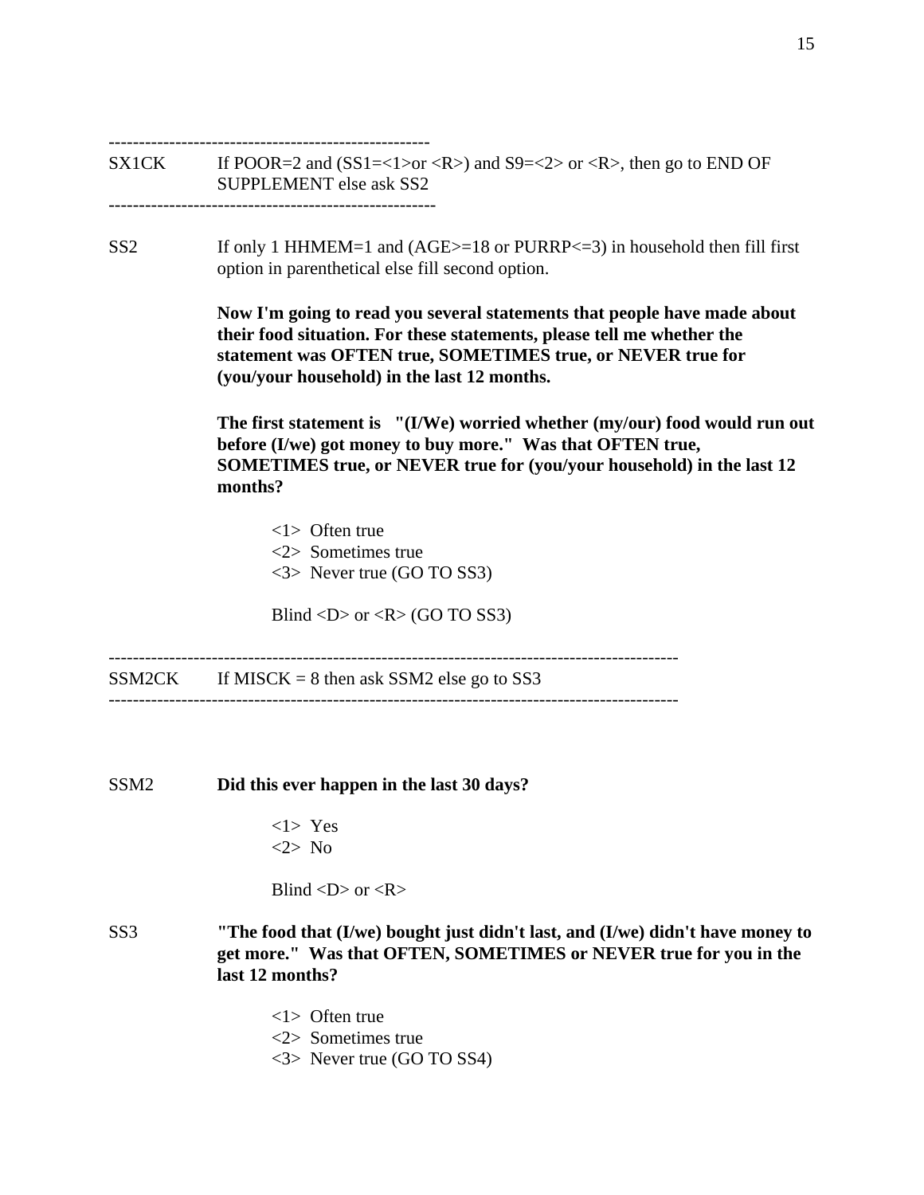-----------------------------------------------------

SX1CK If POOR=2 and (SS1=<1>or <R>) and S9=<2> or <R>, then go to END OF SUPPLEMENT else ask SS2

-----------------------------------------------------

SS2 If only 1 HHMEM=1 and (AGE>=18 or PURRP<=3) in household then fill first option in parenthetical else fill second option.

**Now I'm going to read you several statements that people have made about their food situation. For these statements, please tell me whether the statement was OFTEN true, SOMETIMES true, or NEVER true for (you/your household) in the last 12 months.**

**The first statement is "(I/We) worried whether (my/our) food would run out before (I/we) got money to buy more." Was that OFTEN true, SOMETIMES true, or NEVER true for (you/your household) in the last 12 months?**

<1> Often true
<2> Sometimes true
<3> Never true (GO TO SS3)

Blind <D> or <R> (GO TO SS3)

---------------------------------------------------------------------------------------------

SSM2CK If MISCK = 8 then ask SSM2 else go to SS3

---------------------------------------------------------------------------------------------

SSM2 **Did this ever happen in the last 30 days?**

<1> Yes
<2> No

Blind <D> or <R>

SS3 **"The food that (I/we) bought just didn't last, and (I/we) didn't have money to get more." Was that OFTEN, SOMETIMES or NEVER true for you in the last 12 months?**

<1> Often true
<2> Sometimes true
<3> Never true (GO TO SS4)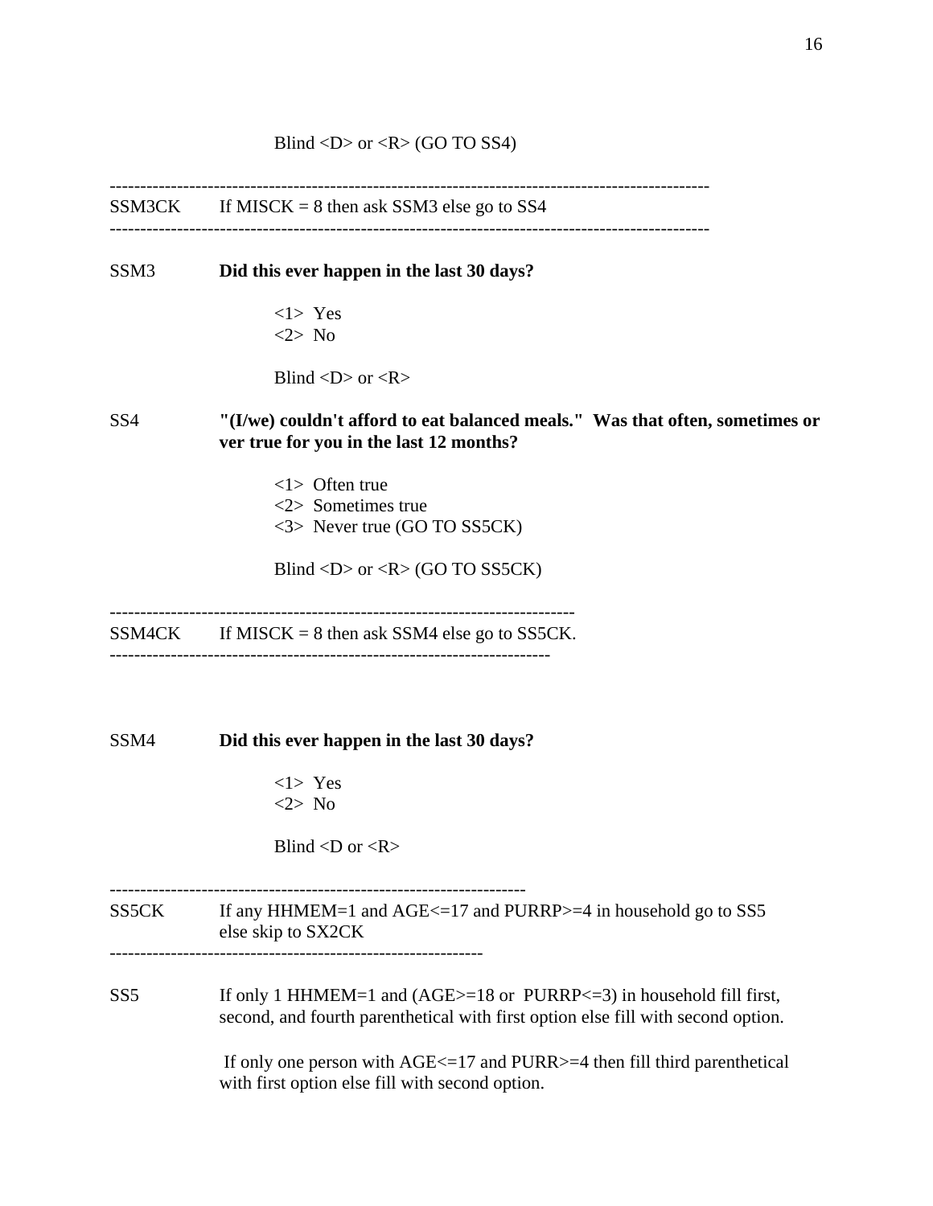Blind <D> or <R> (GO TO SS4)

---

SSM3CK    If MISCK = 8 then ask SSM3 else go to SS4

---

SSM3    **Did this ever happen in the last 30 days?**

<1> Yes
<2> No

Blind <D> or <R>

SS4    **"(I/we) couldn't afford to eat balanced meals."  Was that often, sometimes or ver true for you in the last 12 months?**

<1> Often true
<2> Sometimes true
<3> Never true (GO TO SS5CK)

Blind <D> or <R> (GO TO SS5CK)

---

SSM4CK    If MISCK = 8 then ask SSM4 else go to SS5CK.

---

SSM4    **Did this ever happen in the last 30 days?**

<1> Yes
<2> No

Blind <D or <R>

---

SS5CK    If any HHMEM=1 and AGE<=17 and PURRP>=4 in household go to SS5 else skip to SX2CK

---

SS5    If only 1 HHMEM=1 and (AGE>=18 or PURRP<=3) in household fill first, second, and fourth parenthetical with first option else fill with second option.

If only one person with AGE<=17 and PURR>=4 then fill third parenthetical with first option else fill with second option.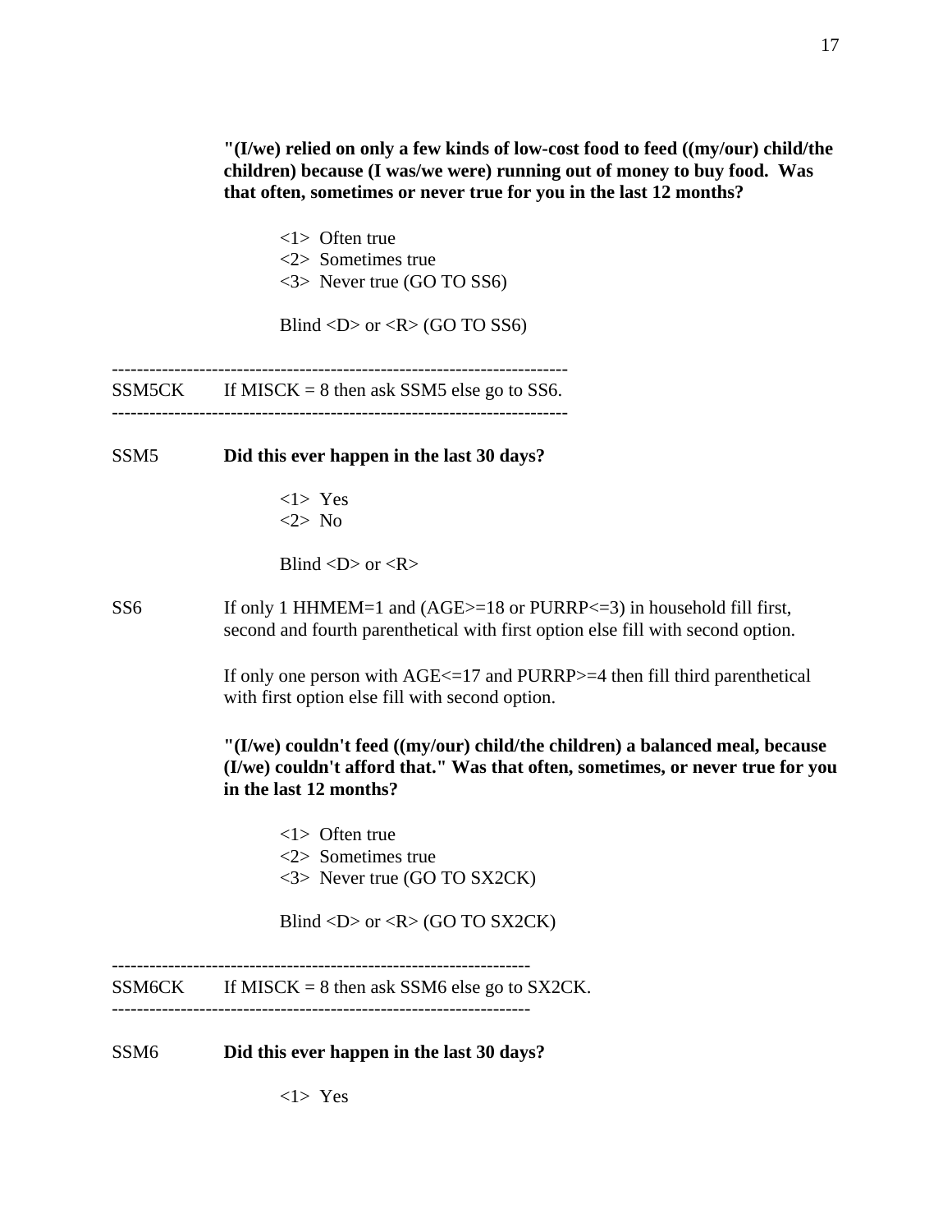**"(I/we) relied on only a few kinds of low-cost food to feed ((my/our) child/the children) because (I was/we were) running out of money to buy food. Was that often, sometimes or never true for you in the last 12 months?**

<1> Often true
<2> Sometimes true
<3> Never true (GO TO SS6)

Blind <D> or <R> (GO TO SS6)

---

SSM5CK If MISCK = 8 then ask SSM5 else go to SS6.

---

SSM5 **Did this ever happen in the last 30 days?**

<1> Yes
<2> No

Blind <D> or <R>

SS6 If only 1 HHMEM=1 and (AGE>=18 or PURRP<=3) in household fill first, second and fourth parenthetical with first option else fill with second option.

If only one person with AGE<=17 and PURRP>=4 then fill third parenthetical with first option else fill with second option.

**"(I/we) couldn't feed ((my/our) child/the children) a balanced meal, because (I/we) couldn't afford that." Was that often, sometimes, or never true for you in the last 12 months?**

<1> Often true
<2> Sometimes true
<3> Never true (GO TO SX2CK)

Blind <D> or <R> (GO TO SX2CK)

---

SSM6CK If MISCK = 8 then ask SSM6 else go to SX2CK.

---

SSM6 **Did this ever happen in the last 30 days?**

<1> Yes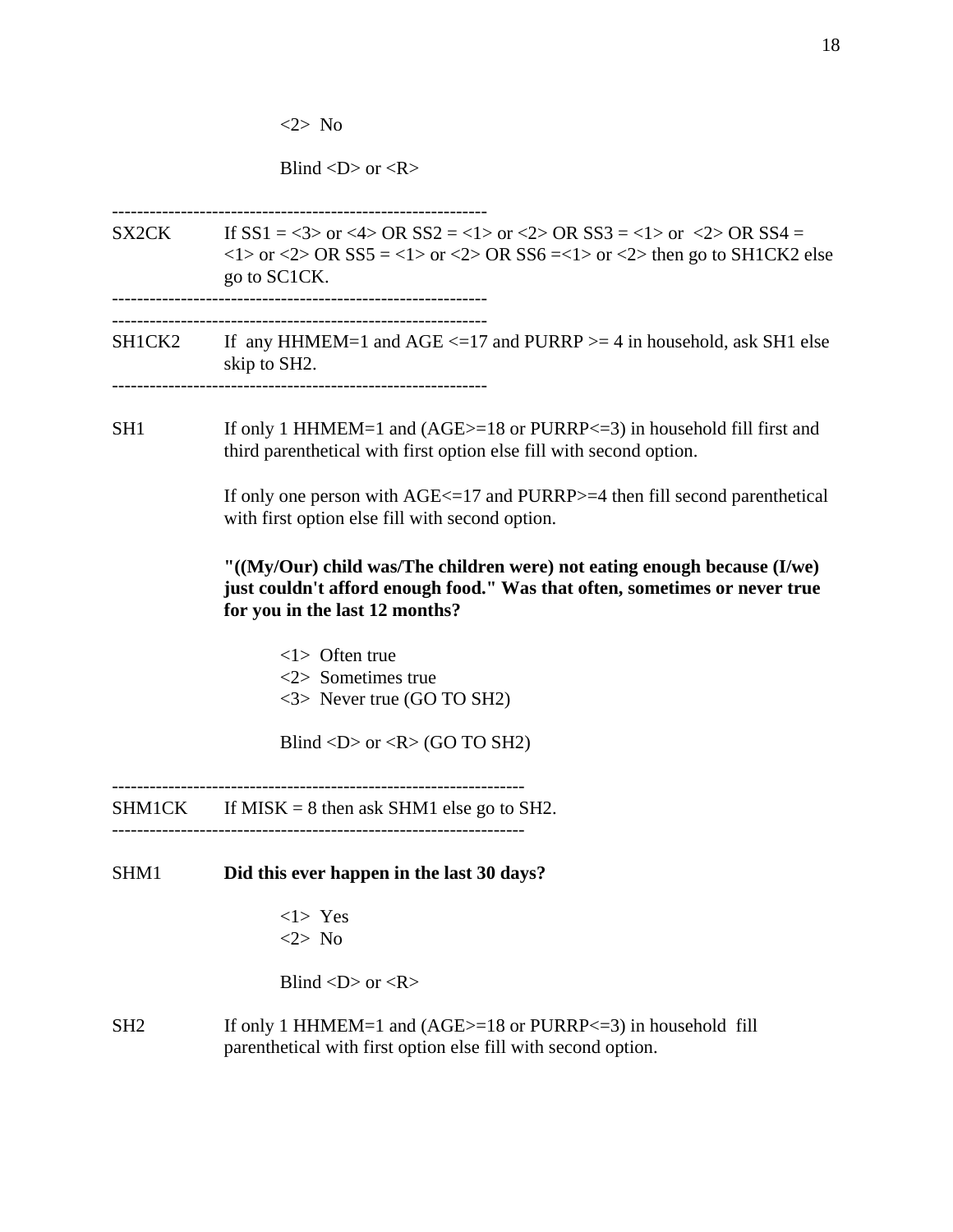<2> No

Blind <D> or <R>

------------------------------------------------------------

SX2CK If SS1 = <3> or <4> OR SS2 = <1> or <2> OR SS3 = <1> or <2> OR SS4 = <1> or <2> OR SS5 = <1> or <2> OR SS6 =<1> or <2> then go to SH1CK2 else go to SC1CK.

------------------------------------------------------------

------------------------------------------------------------

SH1CK2 If any HHMEM=1 and AGE <=17 and PURRP >= 4 in household, ask SH1 else skip to SH2.

------------------------------------------------------------

SH1 If only 1 HHMEM=1 and (AGE>=18 or PURRP<=3) in household fill first and third parenthetical with first option else fill with second option.

If only one person with AGE<=17 and PURRP>=4 then fill second parenthetical with first option else fill with second option.

**"((My/Our) child was/The children were) not eating enough because (I/we) just couldn't afford enough food." Was that often, sometimes or never true for you in the last 12 months?**

<1> Often true
<2> Sometimes true
<3> Never true (GO TO SH2)

Blind <D> or <R> (GO TO SH2)

------------------------------------------------------------------

SHM1CK If MISK = 8 then ask SHM1 else go to SH2.

------------------------------------------------------------------

SHM1 **Did this ever happen in the last 30 days?**

<1> Yes
<2> No

Blind <D> or <R>

SH2 If only 1 HHMEM=1 and (AGE>=18 or PURRP<=3) in household fill parenthetical with first option else fill with second option.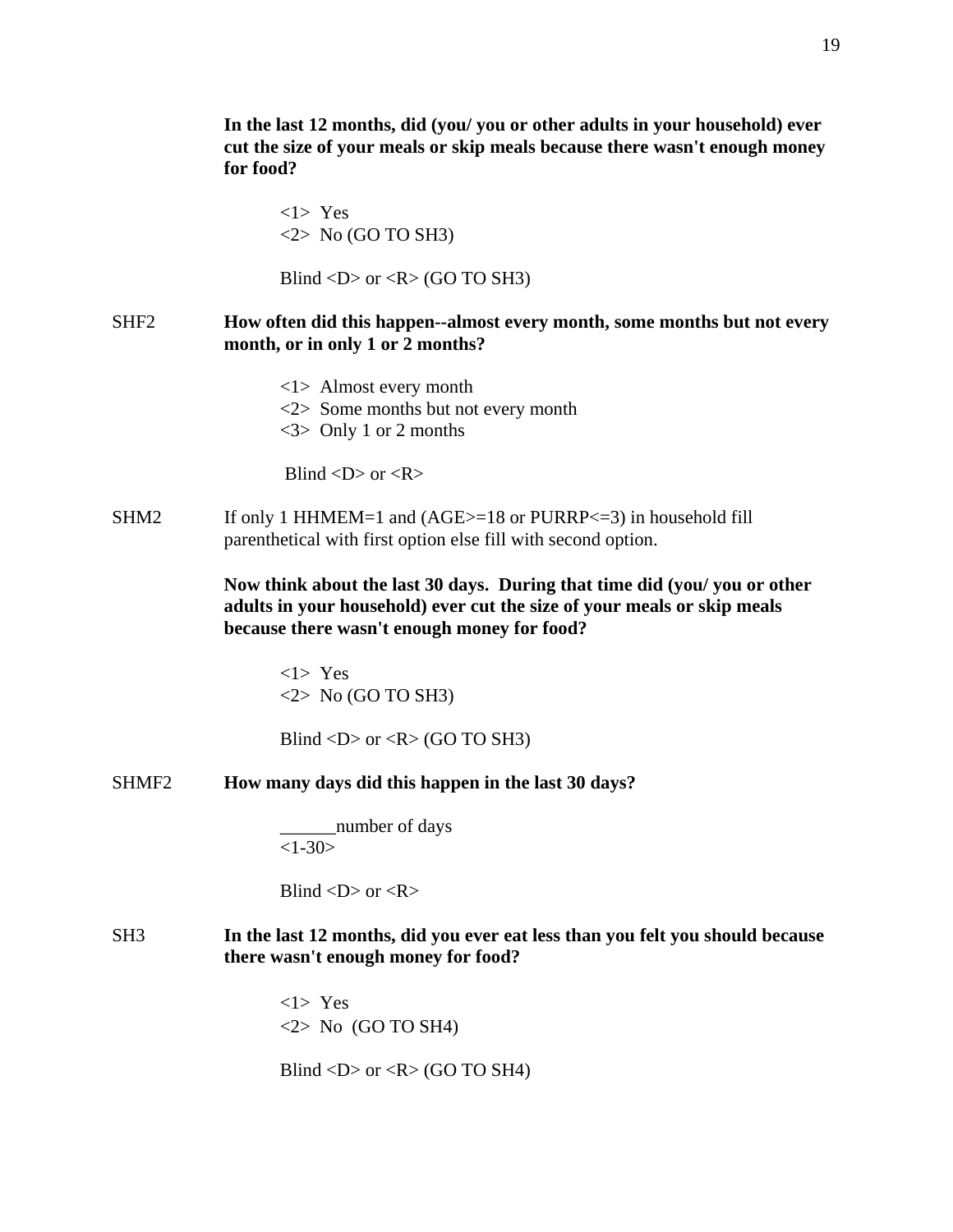**In the last 12 months, did (you/ you or other adults in your household) ever cut the size of your meals or skip meals because there wasn't enough money for food?**

<1> Yes
<2> No (GO TO SH3)

Blind <D> or <R> (GO TO SH3)

SHF2 **How often did this happen--almost every month, some months but not every month, or in only 1 or 2 months?**

<1> Almost every month
<2> Some months but not every month
<3> Only 1 or 2 months

Blind <D> or <R>

SHM2 If only 1 HHMEM=1 and (AGE>=18 or PURRP<=3) in household fill parenthetical with first option else fill with second option.

**Now think about the last 30 days. During that time did (you/ you or other adults in your household) ever cut the size of your meals or skip meals because there wasn't enough money for food?**

<1> Yes
<2> No (GO TO SH3)

Blind <D> or <R> (GO TO SH3)

SHMF2 **How many days did this happen in the last 30 days?**

______number of days
<1-30>

Blind <D> or <R>

SH3 **In the last 12 months, did you ever eat less than you felt you should because there wasn't enough money for food?**

<1> Yes
<2> No (GO TO SH4)

Blind <D> or <R> (GO TO SH4)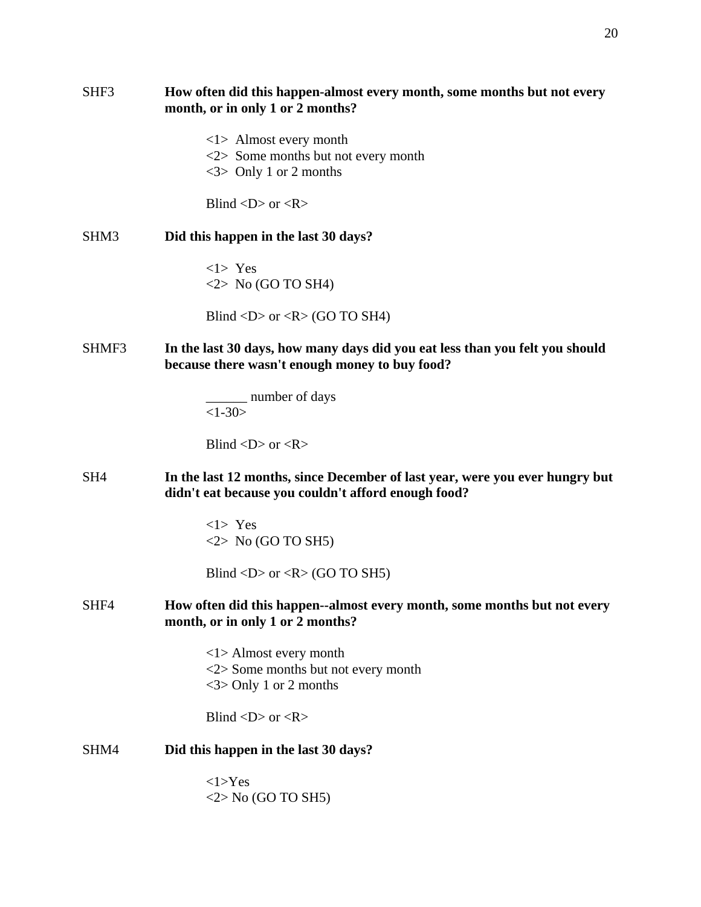SHF3 **How often did this happen-almost every month, some months but not every month, or in only 1 or 2 months?**

<1> Almost every month
<2> Some months but not every month
<3> Only 1 or 2 months

Blind <D> or <R>

SHM3 **Did this happen in the last 30 days?**

<1> Yes
<2> No (GO TO SH4)

Blind <D> or <R> (GO TO SH4)

SHMF3 **In the last 30 days, how many days did you eat less than you felt you should because there wasn't enough money to buy food?**

______ number of days
<1-30>

Blind <D> or <R>

SH4 **In the last 12 months, since December of last year, were you ever hungry but didn't eat because you couldn't afford enough food?**

<1> Yes
<2> No (GO TO SH5)

Blind <D> or <R> (GO TO SH5)

SHF4 **How often did this happen--almost every month, some months but not every month, or in only 1 or 2 months?**

<1> Almost every month
<2> Some months but not every month
<3> Only 1 or 2 months

Blind <D> or <R>

SHM4 **Did this happen in the last 30 days?**

<1>Yes
<2> No (GO TO SH5)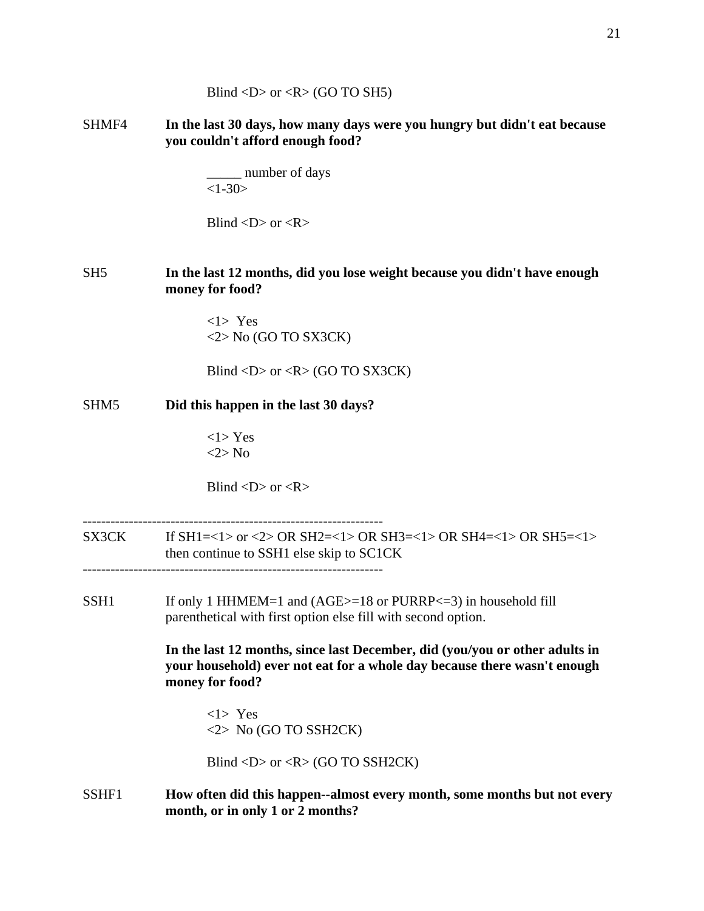Blind <D> or <R> (GO TO SH5)

SHMF4 **In the last 30 days, how many days were you hungry but didn't eat because you couldn't afford enough food?**

_____ number of days
<1-30>

Blind <D> or <R>

SH5 **In the last 12 months, did you lose weight because you didn't have enough money for food?**

<1> Yes
<2> No (GO TO SX3CK)

Blind <D> or <R> (GO TO SX3CK)

SHM5 **Did this happen in the last 30 days?**

<1> Yes
<2> No

Blind <D> or <R>

----------------------------------------------------------------
SX3CK If SH1=<1> or <2> OR SH2=<1> OR SH3=<1> OR SH4=<1> OR SH5=<1> then continue to SSH1 else skip to SC1CK
----------------------------------------------------------------

SSH1 If only 1 HHMEM=1 and (AGE>=18 or PURRP<=3) in household fill parenthetical with first option else fill with second option.

**In the last 12 months, since last December, did (you/you or other adults in your household) ever not eat for a whole day because there wasn't enough money for food?**

<1> Yes
<2> No (GO TO SSH2CK)

Blind <D> or <R> (GO TO SSH2CK)

SSHF1 **How often did this happen--almost every month, some months but not every month, or in only 1 or 2 months?**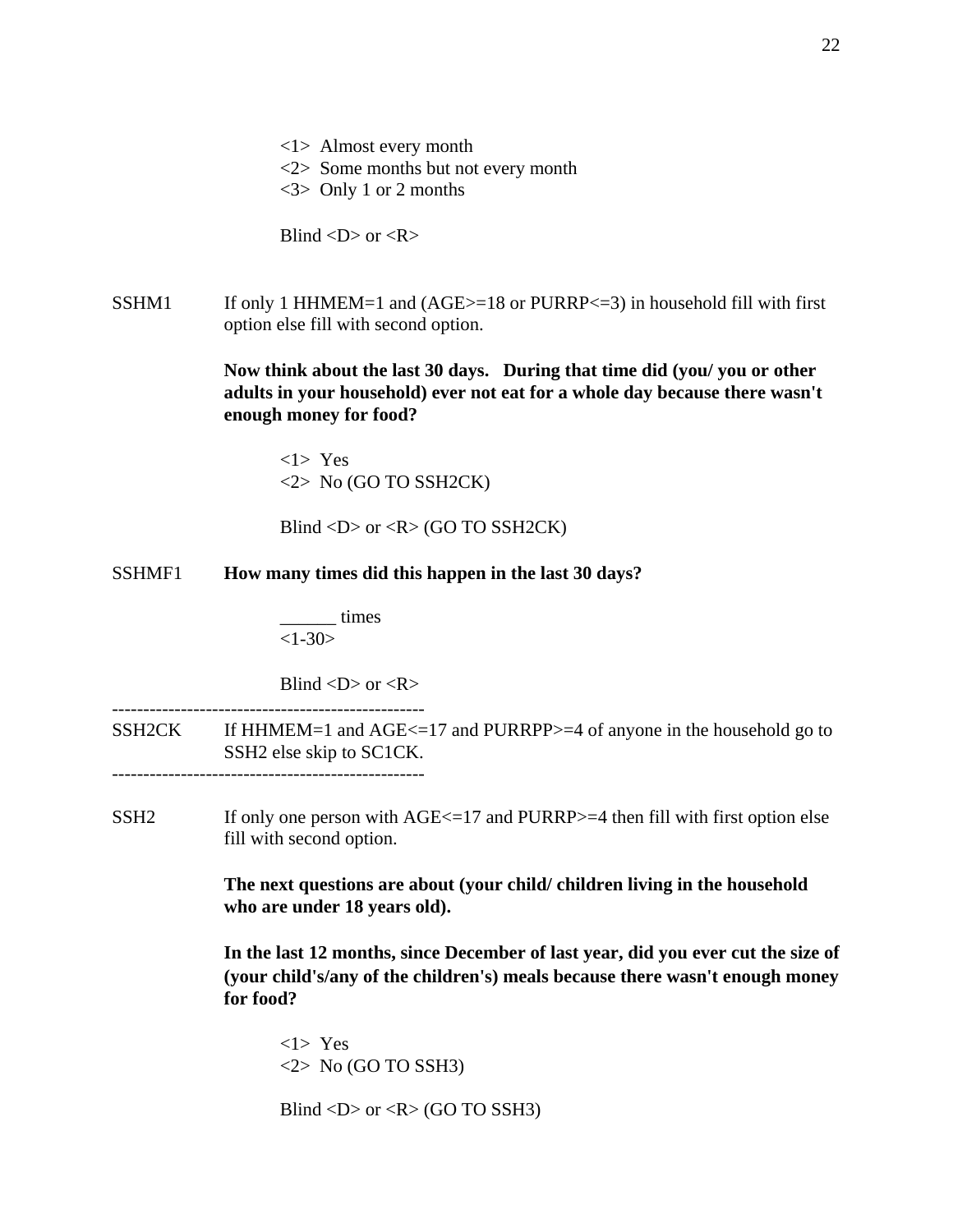<1>  Almost every month
<2>  Some months but not every month
<3>  Only 1 or 2 months

Blind <D> or <R>

SSHM1 If only 1 HHMEM=1 and (AGE>=18 or PURRP<=3) in household fill with first option else fill with second option.

**Now think about the last 30 days.   During that time did (you/ you or other adults in your household) ever not eat for a whole day because there wasn't enough money for food?**

<1>  Yes
<2>  No (GO TO SSH2CK)

Blind <D> or <R> (GO TO SSH2CK)

SSHMF1 **How many times did this happen in the last 30 days?**

______ times
<1-30>

Blind <D> or <R>

--------------------------------------------------
SSH2CK If HHMEM=1 and AGE<=17 and PURRPP>=4 of anyone in the household go to SSH2 else skip to SC1CK.
--------------------------------------------------

SSH2 If only one person with AGE<=17 and PURRP>=4 then fill with first option else fill with second option.

**The next questions are about (your child/ children living in the household who are under 18 years old).**

**In the last 12 months, since December of last year, did you ever cut the size of (your child's/any of the children's) meals because there wasn't enough money for food?**

<1>  Yes
<2>  No (GO TO SSH3)

Blind <D> or <R> (GO TO SSH3)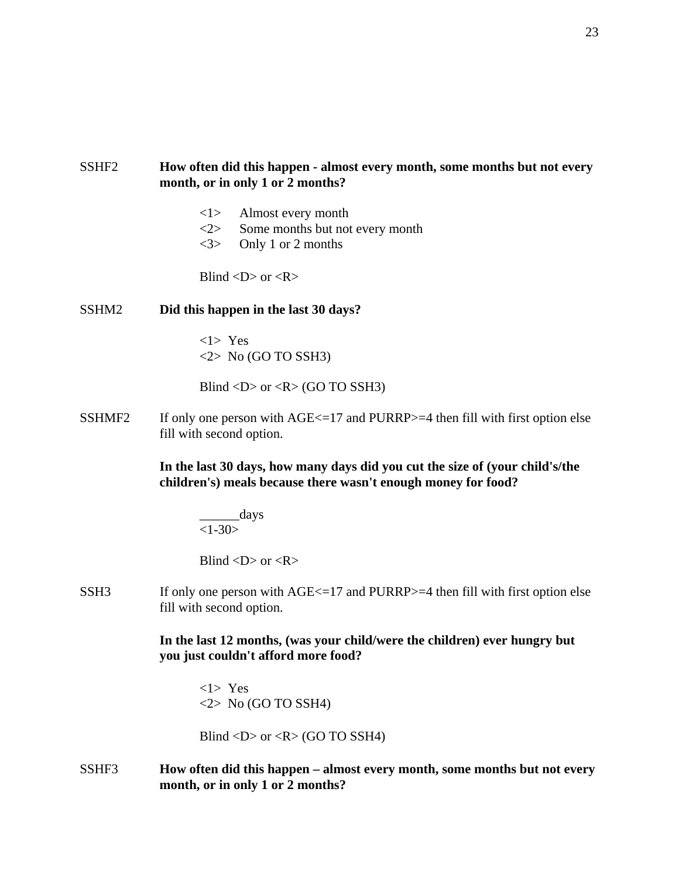SSHF2 **How often did this happen - almost every month, some months but not every month, or in only 1 or 2 months?**

<1> Almost every month
<2> Some months but not every month
<3> Only 1 or 2 months

Blind <D> or <R>

SSHM2 **Did this happen in the last 30 days?**

<1> Yes
<2> No (GO TO SSH3)

Blind <D> or <R> (GO TO SSH3)

SSHMF2 If only one person with AGE<=17 and PURRP>=4 then fill with first option else fill with second option.

**In the last 30 days, how many days did you cut the size of (your child's/the children's) meals because there wasn't enough money for food?**

______days
<1-30>

Blind <D> or <R>

SSH3 If only one person with AGE<=17 and PURRP>=4 then fill with first option else fill with second option.

**In the last 12 months, (was your child/were the children) ever hungry but you just couldn't afford more food?**

<1> Yes
<2> No (GO TO SSH4)

Blind <D> or <R> (GO TO SSH4)

SSHF3 **How often did this happen – almost every month, some months but not every month, or in only 1 or 2 months?**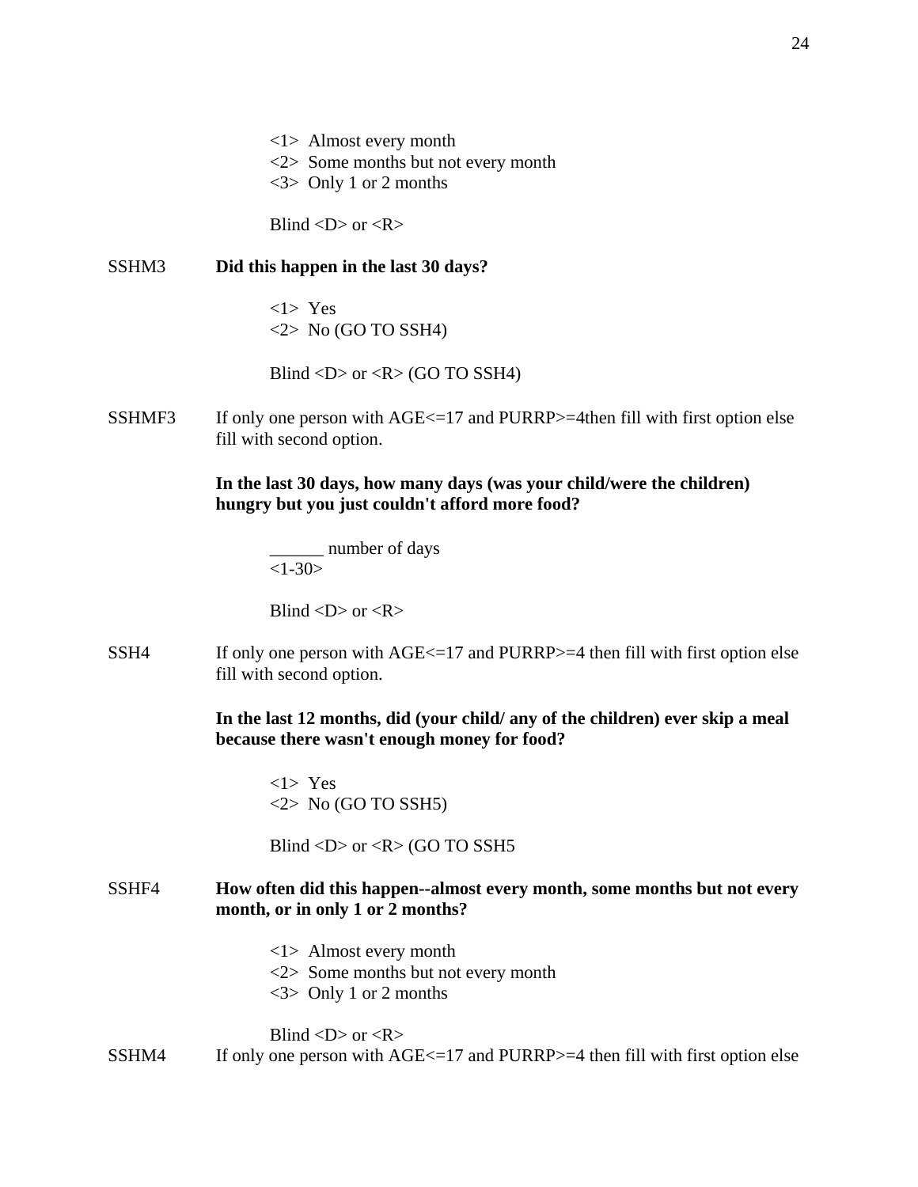<1>  Almost every month
<2>  Some months but not every month
<3>  Only 1 or 2 months

Blind <D> or <R>

SSHM3 **Did this happen in the last 30 days?**

<1>  Yes
<2>  No (GO TO SSH4)

Blind <D> or <R> (GO TO SSH4)

SSHMF3 If only one person with AGE<=17 and PURRP>=4then fill with first option else fill with second option.

**In the last 30 days, how many days (was your child/were the children) hungry but you just couldn't afford more food?**

______ number of days
<1-30>

Blind <D> or <R>

SSH4 If only one person with AGE<=17 and PURRP>=4 then fill with first option else fill with second option.

**In the last 12 months, did (your child/ any of the children) ever skip a meal because there wasn't enough money for food?**

<1>  Yes
<2>  No (GO TO SSH5)

Blind <D> or <R> (GO TO SSH5

SSHF4 **How often did this happen--almost every month, some months but not every month, or in only 1 or 2 months?**

<1>  Almost every month
<2>  Some months but not every month
<3>  Only 1 or 2 months

Blind <D> or <R>

SSHM4 If only one person with AGE<=17 and PURRP>=4 then fill with first option else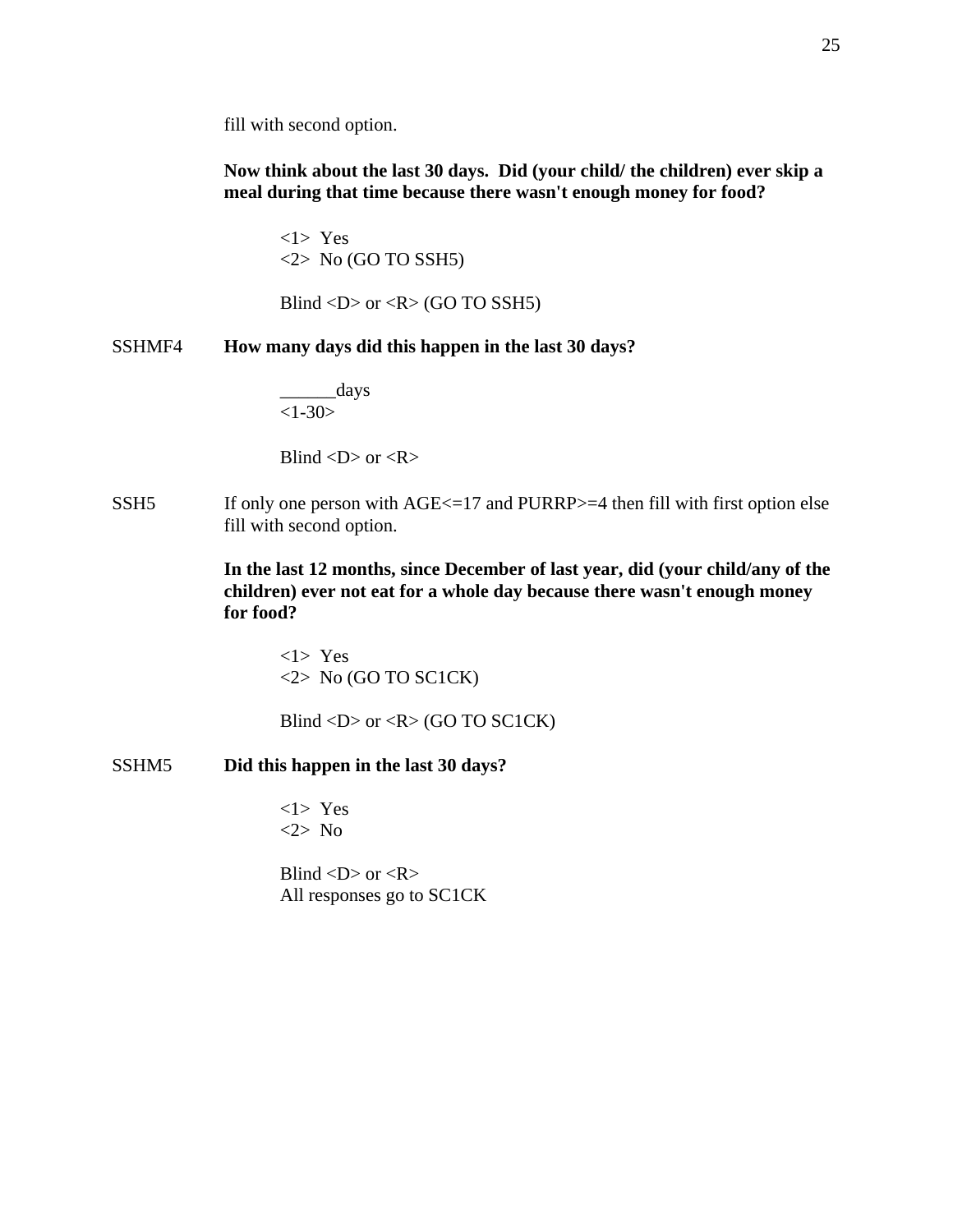fill with second option.

**Now think about the last 30 days. Did (your child/ the children) ever skip a meal during that time because there wasn't enough money for food?**

<1> Yes
<2> No (GO TO SSH5)

Blind <D> or <R> (GO TO SSH5)

SSHMF4 **How many days did this happen in the last 30 days?**

______days
<1-30>

Blind <D> or <R>

SSH5 If only one person with AGE<=17 and PURRP>=4 then fill with first option else fill with second option.

**In the last 12 months, since December of last year, did (your child/any of the children) ever not eat for a whole day because there wasn't enough money for food?**

<1> Yes
<2> No (GO TO SC1CK)

Blind <D> or <R> (GO TO SC1CK)

SSHM5 **Did this happen in the last 30 days?**

<1> Yes
<2> No

Blind <D> or <R>
All responses go to SC1CK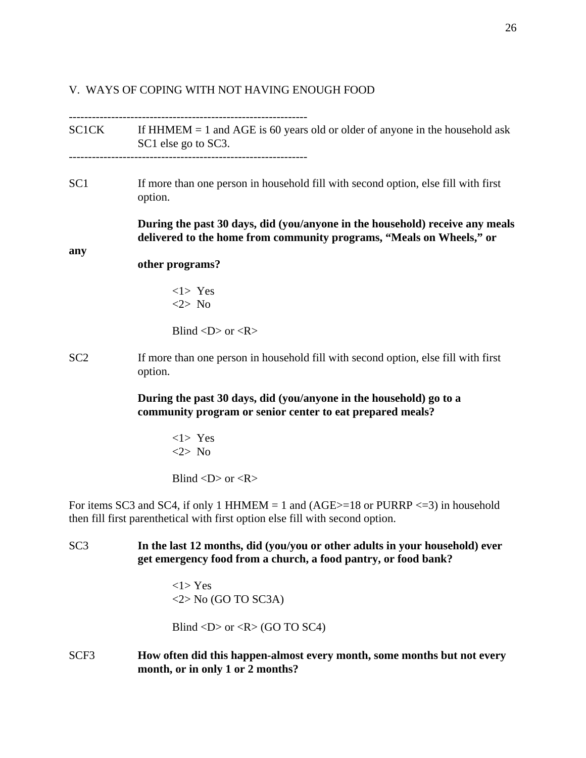## V. WAYS OF COPING WITH NOT HAVING ENOUGH FOOD

---

SC1CK If HHMEM = 1 and AGE is 60 years old or older of anyone in the household ask SC1 else go to SC3.

---

SC1 If more than one person in household fill with second option, else fill with first option.

**During the past 30 days, did (you/anyone in the household) receive any meals delivered to the home from community programs, "Meals on Wheels," or any other programs?**

<1> Yes
<2> No

Blind <D> or <R>

SC2 If more than one person in household fill with second option, else fill with first option.

**During the past 30 days, did (you/anyone in the household) go to a community program or senior center to eat prepared meals?**

<1> Yes
<2> No

Blind <D> or <R>

For items SC3 and SC4, if only 1 HHMEM = 1 and (AGE>=18 or PURRP <=3) in household then fill first parenthetical with first option else fill with second option.

SC3 **In the last 12 months, did (you/you or other adults in your household) ever get emergency food from a church, a food pantry, or food bank?**

<1> Yes
<2> No (GO TO SC3A)

Blind <D> or <R> (GO TO SC4)

SCF3 **How often did this happen-almost every month, some months but not every month, or in only 1 or 2 months?**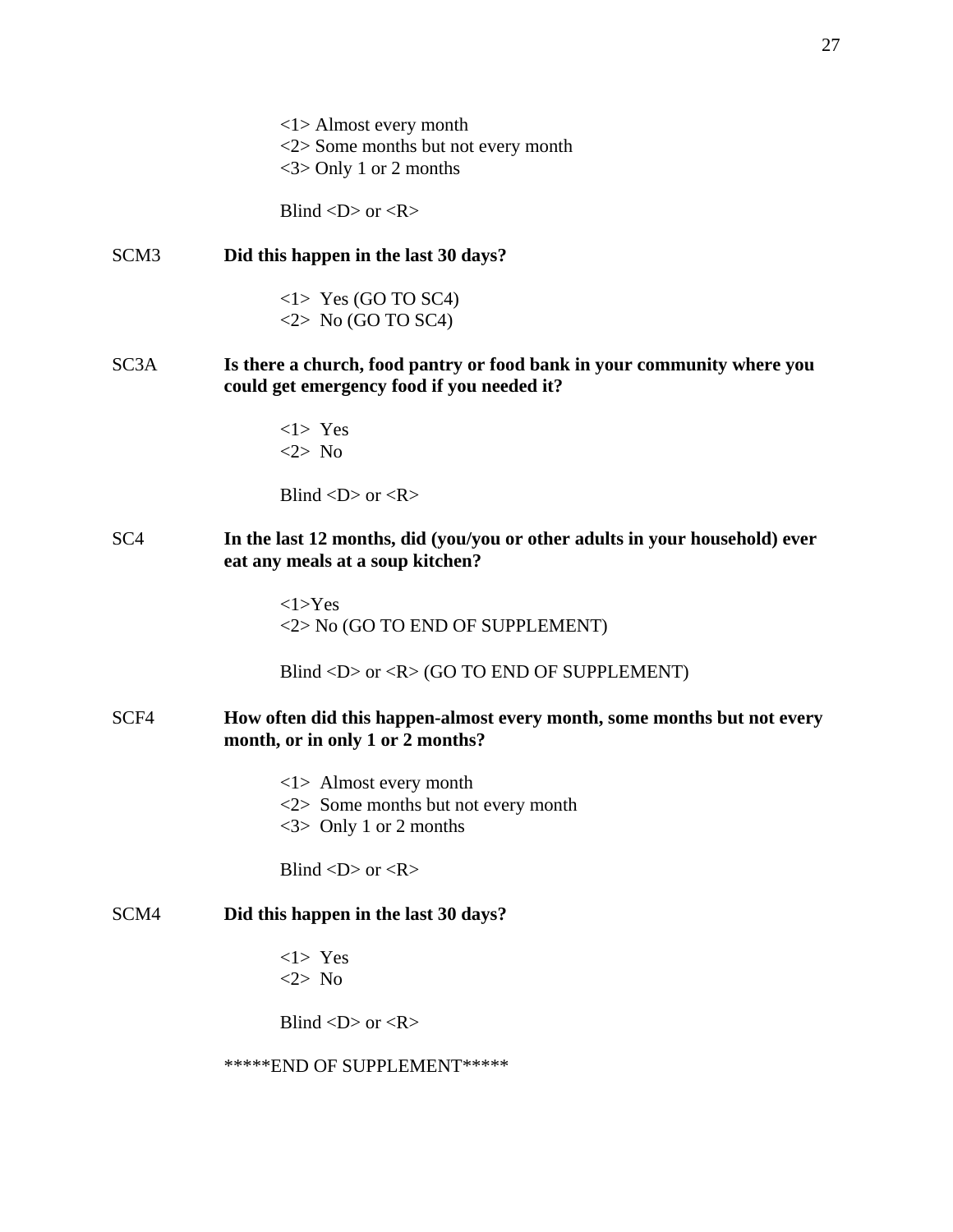<1> Almost every month
<2> Some months but not every month
<3> Only 1 or 2 months

Blind <D> or <R>

SCM3 **Did this happen in the last 30 days?**

<1> Yes (GO TO SC4)
<2> No (GO TO SC4)

SC3A **Is there a church, food pantry or food bank in your community where you could get emergency food if you needed it?**

<1> Yes
<2> No

Blind <D> or <R>

SC4 **In the last 12 months, did (you/you or other adults in your household) ever eat any meals at a soup kitchen?**

<1>Yes
<2> No (GO TO END OF SUPPLEMENT)

Blind <D> or <R> (GO TO END OF SUPPLEMENT)

SCF4 **How often did this happen-almost every month, some months but not every month, or in only 1 or 2 months?**

<1> Almost every month
<2> Some months but not every month
<3> Only 1 or 2 months

Blind <D> or <R>

SCM4 **Did this happen in the last 30 days?**

<1> Yes
<2> No

Blind <D> or <R>

*****END OF SUPPLEMENT*****